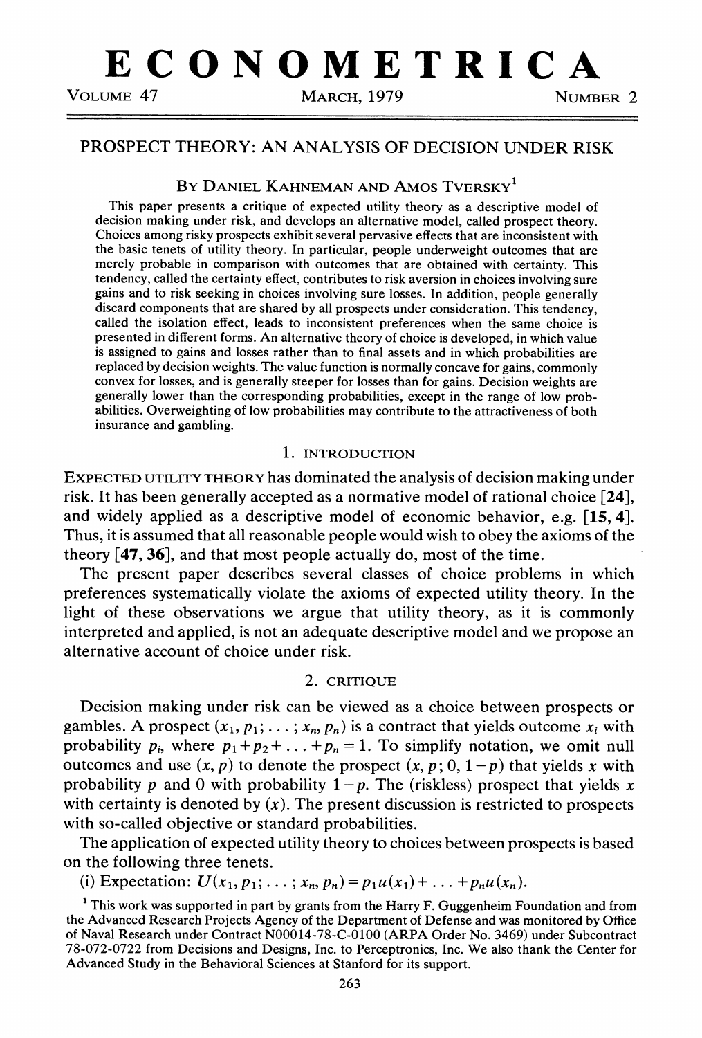# ECONOMETRICA

VOLUME 47 MARCH, 1979 NUMBER 2

## PROSPECT THEORY: AN ANALYSIS OF DECISION UNDER RISK

BY DANIEL KAHNEMAN AND AMOS TVERSKY[1]

This paper presents a critique of expected utility theory as a descriptive model of decision making under risk, and develops an alternative model, called prospect theory. Choices among risky prospects exhibit several pervasive effects that are inconsistent with the basic tenets of utility theory. In particular, people underweight outcomes that are merely probable in comparison with outcomes that are obtained with certainty. This tendency, called the certainty effect, contributes to risk aversion in choices involving sure gains and to risk seeking in choices involving sure losses. In addition, people generally discard components that are shared by all prospects under consideration. This tendency, called the isolation effect, leads to inconsistent preferences when the same choice is presented in different forms. An alternative theory of choice is developed, in which value is assigned to gains and losses rather than to final assets and in which probabilities are replaced by decision weights. The value function is normally concave for gains, commonly convex for losses, and is generally steeper for losses than for gains. Decision weights are generally lower than the corresponding probabilities, except in the range of low probabilities. Overweighting of low probabilities may contribute to the attractiveness of both insurance and gambling.

### 1. INTRODUCTION

EXPECTED UTILITY THEORY has dominated the analysis of decision making under risk. It has been generally accepted as a normative model of rational choice [**24**], and widely applied as a descriptive model of economic behavior, e.g. [**15, 4**]. Thus, it is assumed that all reasonable people would wish to obey the axioms of the theory [**47, 36**], and that most people actually do, most of the time.

The present paper describes several classes of choice problems in which preferences systematically violate the axioms of expected utility theory. In the light of these observations we argue that utility theory, as it is commonly interpreted and applied, is not an adequate descriptive model and we propose an alternative account of choice under risk.

### 2. CRITIQUE

Decision making under risk can be viewed as a choice between prospects or gambles. A prospect $(x_1, p_1; \ldots; x_n, p_n)$ is a contract that yields outcome $x_i$ with probability $p_i$, where $p_1 + p_2 + \ldots + p_n = 1$. To simplify notation, we omit null outcomes and use $(x, p)$ to denote the prospect $(x, p; 0, 1-p)$ that yields $x$ with probability $p$ and 0 with probability $1-p$. The (riskless) prospect that yields $x$ with certainty is denoted by $(x)$. The present discussion is restricted to prospects with so-called objective or standard probabilities.

The application of expected utility theory to choices between prospects is based on the following three tenets.

(i) Expectation: $U(x_1, p_1; \ldots; x_n, p_n) = p_1u(x_1) + \ldots + p_nu(x_n)$.

[1] This work was supported in part by grants from the Harry F. Guggenheim Foundation and from the Advanced Research Projects Agency of the Department of Defense and was monitored by Office of Naval Research under Contract N00014-78-C-0100 (ARPA Order No. 3469) under Subcontract 78-072-0722 from Decisions and Designs, Inc. to Perceptronics, Inc. We also thank the Center for Advanced Study in the Behavioral Sciences at Stanford for its support.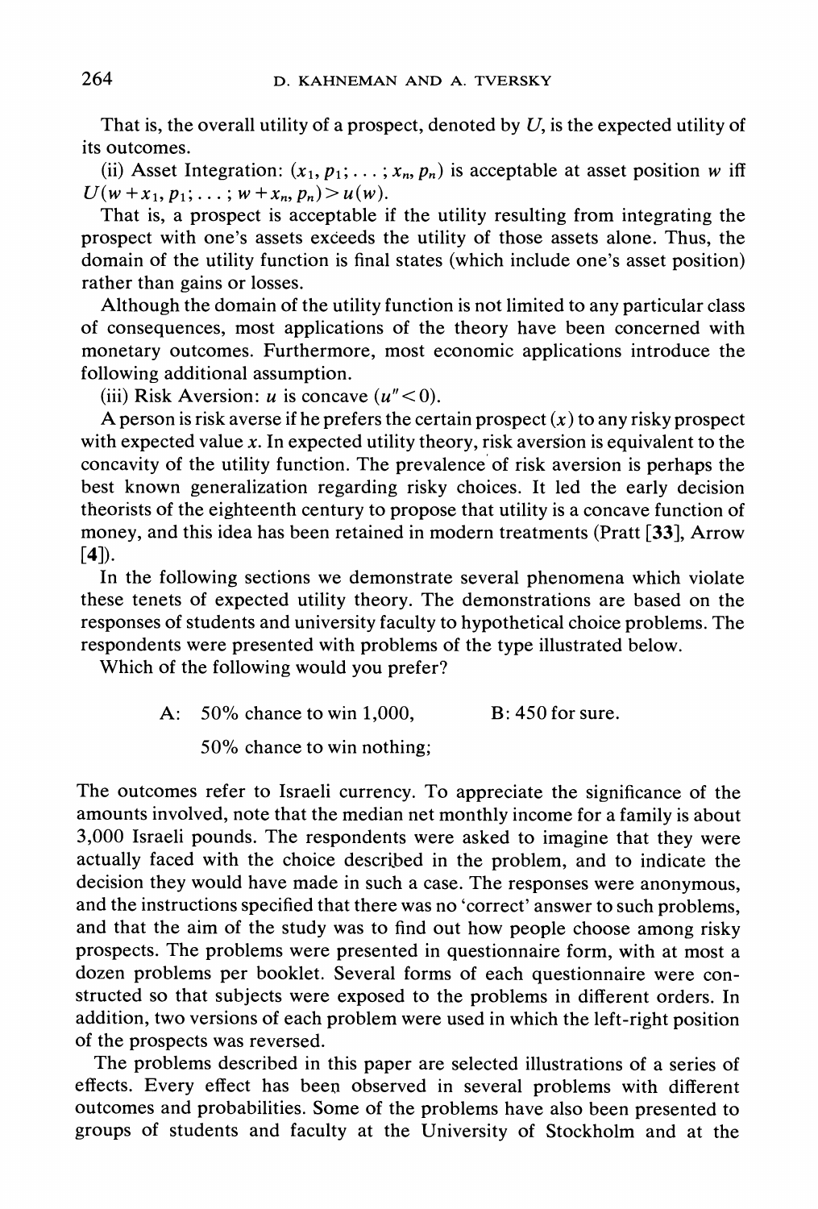That is, the overall utility of a prospect, denoted by $U$, is the expected utility of its outcomes.

(ii) Asset Integration: $(x_1, p_1; \ldots; x_n, p_n)$ is acceptable at asset position $w$ iff $U(w+x_1, p_1; \ldots; w+x_n, p_n) > u(w)$.

That is, a prospect is acceptable if the utility resulting from integrating the prospect with one's assets exceeds the utility of those assets alone. Thus, the domain of the utility function is final states (which include one's asset position) rather than gains or losses.

Although the domain of the utility function is not limited to any particular class of consequences, most applications of the theory have been concerned with monetary outcomes. Furthermore, most economic applications introduce the following additional assumption.

(iii) Risk Aversion: $u$ is concave ($u'' < 0$).

A person is risk averse if he prefers the certain prospect $(x)$ to any risky prospect with expected value $x$. In expected utility theory, risk aversion is equivalent to the concavity of the utility function. The prevalence of risk aversion is perhaps the best known generalization regarding risky choices. It led the early decision theorists of the eighteenth century to propose that utility is a concave function of money, and this idea has been retained in modern treatments (Pratt [**33**], Arrow [**4**]).

In the following sections we demonstrate several phenomena which violate these tenets of expected utility theory. The demonstrations are based on the responses of students and university faculty to hypothetical choice problems. The respondents were presented with problems of the type illustrated below.

Which of the following would you prefer?

A: 50% chance to win 1,000,
50% chance to win nothing;

B: 450 for sure.

The outcomes refer to Israeli currency. To appreciate the significance of the amounts involved, note that the median net monthly income for a family is about 3,000 Israeli pounds. The respondents were asked to imagine that they were actually faced with the choice described in the problem, and to indicate the decision they would have made in such a case. The responses were anonymous, and the instructions specified that there was no 'correct' answer to such problems, and that the aim of the study was to find out how people choose among risky prospects. The problems were presented in questionnaire form, with at most a dozen problems per booklet. Several forms of each questionnaire were constructed so that subjects were exposed to the problems in different orders. In addition, two versions of each problem were used in which the left-right position of the prospects was reversed.

The problems described in this paper are selected illustrations of a series of effects. Every effect has been observed in several problems with different outcomes and probabilities. Some of the problems have also been presented to groups of students and faculty at the University of Stockholm and at the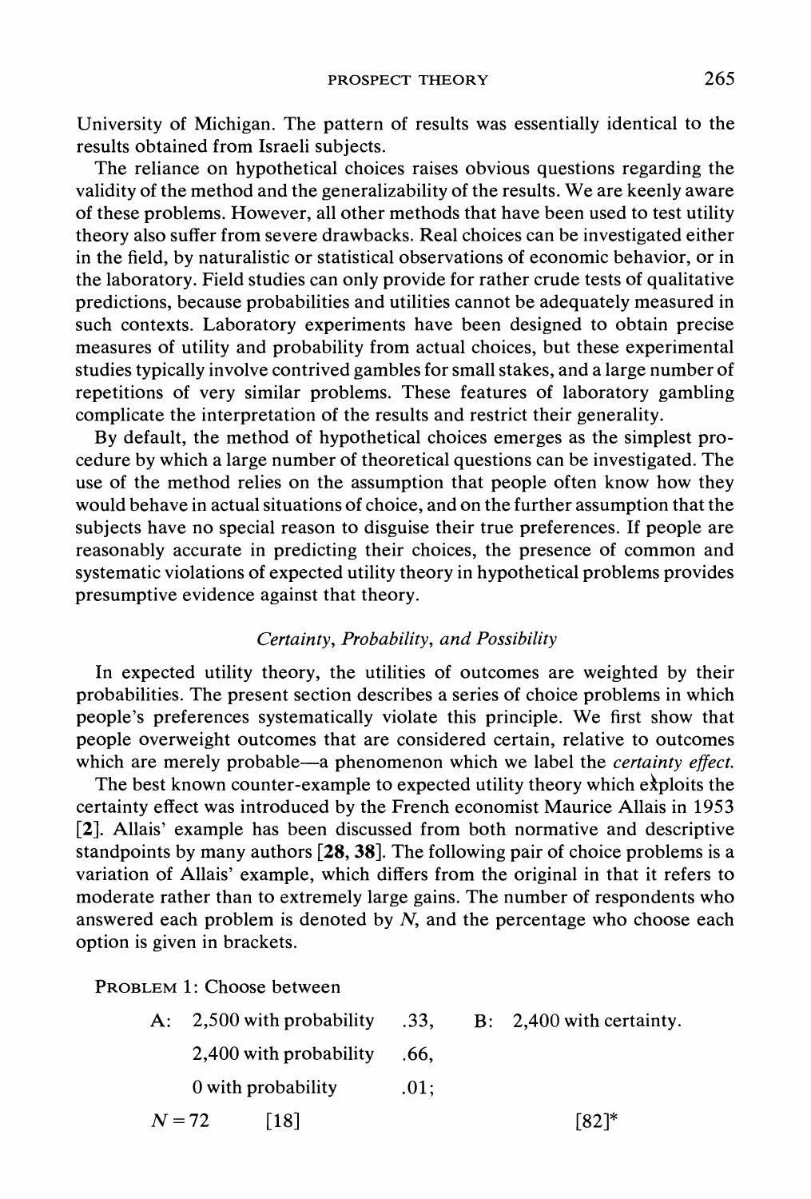University of Michigan. The pattern of results was essentially identical to the results obtained from Israeli subjects.

The reliance on hypothetical choices raises obvious questions regarding the validity of the method and the generalizability of the results. We are keenly aware of these problems. However, all other methods that have been used to test utility theory also suffer from severe drawbacks. Real choices can be investigated either in the field, by naturalistic or statistical observations of economic behavior, or in the laboratory. Field studies can only provide for rather crude tests of qualitative predictions, because probabilities and utilities cannot be adequately measured in such contexts. Laboratory experiments have been designed to obtain precise measures of utility and probability from actual choices, but these experimental studies typically involve contrived gambles for small stakes, and a large number of repetitions of very similar problems. These features of laboratory gambling complicate the interpretation of the results and restrict their generality.

By default, the method of hypothetical choices emerges as the simplest procedure by which a large number of theoretical questions can be investigated. The use of the method relies on the assumption that people often know how they would behave in actual situations of choice, and on the further assumption that the subjects have no special reason to disguise their true preferences. If people are reasonably accurate in predicting their choices, the presence of common and systematic violations of expected utility theory in hypothetical problems provides presumptive evidence against that theory.

### *Certainty, Probability, and Possibility*

In expected utility theory, the utilities of outcomes are weighted by their probabilities. The present section describes a series of choice problems in which people's preferences systematically violate this principle. We first show that people overweight outcomes that are considered certain, relative to outcomes which are merely probable—a phenomenon which we label the *certainty effect.*

The best known counter-example to expected utility theory which exploits the certainty effect was introduced by the French economist Maurice Allais in 1953 [**2**]. Allais' example has been discussed from both normative and descriptive standpoints by many authors [**28, 38**]. The following pair of choice problems is a variation of Allais' example, which differs from the original in that it refers to moderate rather than to extremely large gains. The number of respondents who answered each problem is denoted by $N$, and the percentage who choose each option is given in brackets.

PROBLEM 1: Choose between

| | | | | |
|---|---|---|---|---|
| A: | 2,500 with probability | .33, | B: | 2,400 with certainty. |
| | 2,400 with probability | .66, | | |
| | 0 with probability | .01; | | |
| $N = 72$ | [18] | | | [82]* |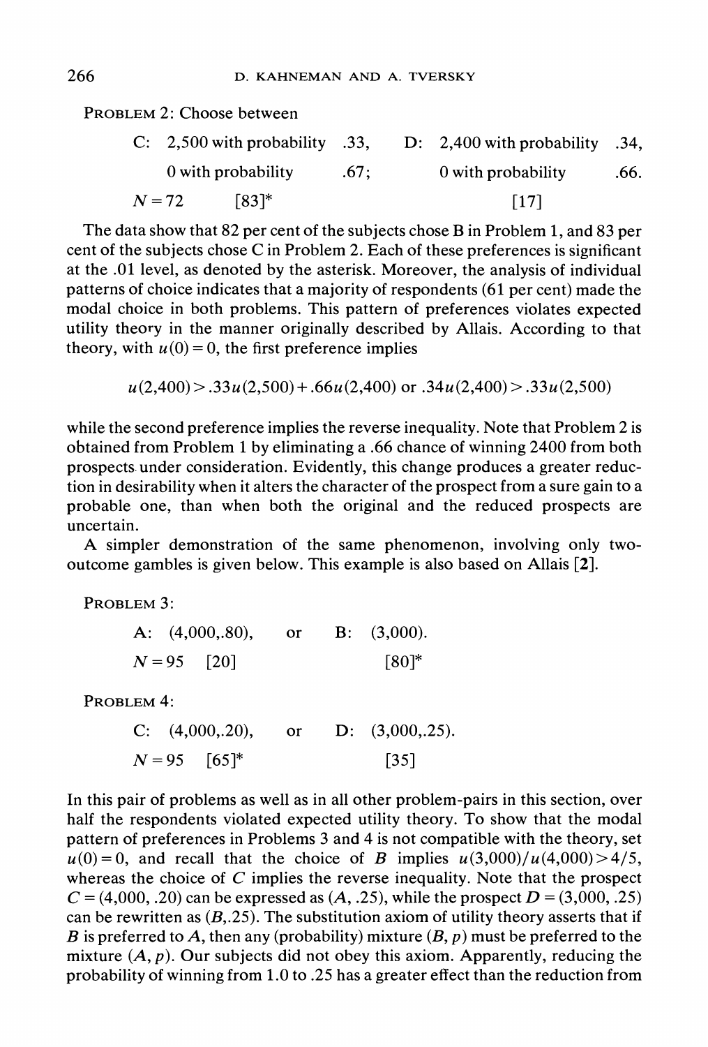PROBLEM 2: Choose between

| | | | | | |
|---|---|---|---|---|---|
| C: | 2,500 with probability | .33, | D: | 2,400 with probability | .34, |
| | 0 with probability | .67; | | 0 with probability | .66. |
| $N = 72$ | [83]* | | | [17] | |

The data show that 82 per cent of the subjects chose B in Problem 1, and 83 per cent of the subjects chose C in Problem 2. Each of these preferences is significant at the .01 level, as denoted by the asterisk. Moreover, the analysis of individual patterns of choice indicates that a majority of respondents (61 per cent) made the modal choice in both problems. This pattern of preferences violates expected utility theory in the manner originally described by Allais. According to that theory, with $u(0) = 0$, the first preference implies

$$u(2{,}400) > .33u(2{,}500) + .66u(2{,}400) \text{ or } .34u(2{,}400) > .33u(2{,}500)$$

while the second preference implies the reverse inequality. Note that Problem 2 is obtained from Problem 1 by eliminating a .66 chance of winning 2400 from both prospects under consideration. Evidently, this change produces a greater reduction in desirability when it alters the character of the prospect from a sure gain to a probable one, than when both the original and the reduced prospects are uncertain.

A simpler demonstration of the same phenomenon, involving only two-outcome gambles is given below. This example is also based on Allais [**2**].

PROBLEM 3:

| | | | | |
|---|---|---|---|---|
| A: | (4,000,.80), | or | B: | (3,000). |
| $N = 95$ | [20] | | | [80]* |

PROBLEM 4:

| | | | | |
|---|---|---|---|---|
| C: | (4,000,.20), | or | D: | (3,000,.25). |
| $N = 95$ | [65]* | | | [35] |

In this pair of problems as well as in all other problem-pairs in this section, over half the respondents violated expected utility theory. To show that the modal pattern of preferences in Problems 3 and 4 is not compatible with the theory, set $u(0) = 0$, and recall that the choice of $B$ implies $u(3{,}000)/u(4{,}000) > 4/5$, whereas the choice of $C$ implies the reverse inequality. Note that the prospect $C = (4{,}000, .20)$ can be expressed as $(A, .25)$, while the prospect $D = (3{,}000, .25)$ can be rewritten as $(B, .25)$. The substitution axiom of utility theory asserts that if $B$ is preferred to $A$, then any (probability) mixture $(B, p)$ must be preferred to the mixture $(A, p)$. Our subjects did not obey this axiom. Apparently, reducing the probability of winning from 1.0 to .25 has a greater effect than the reduction from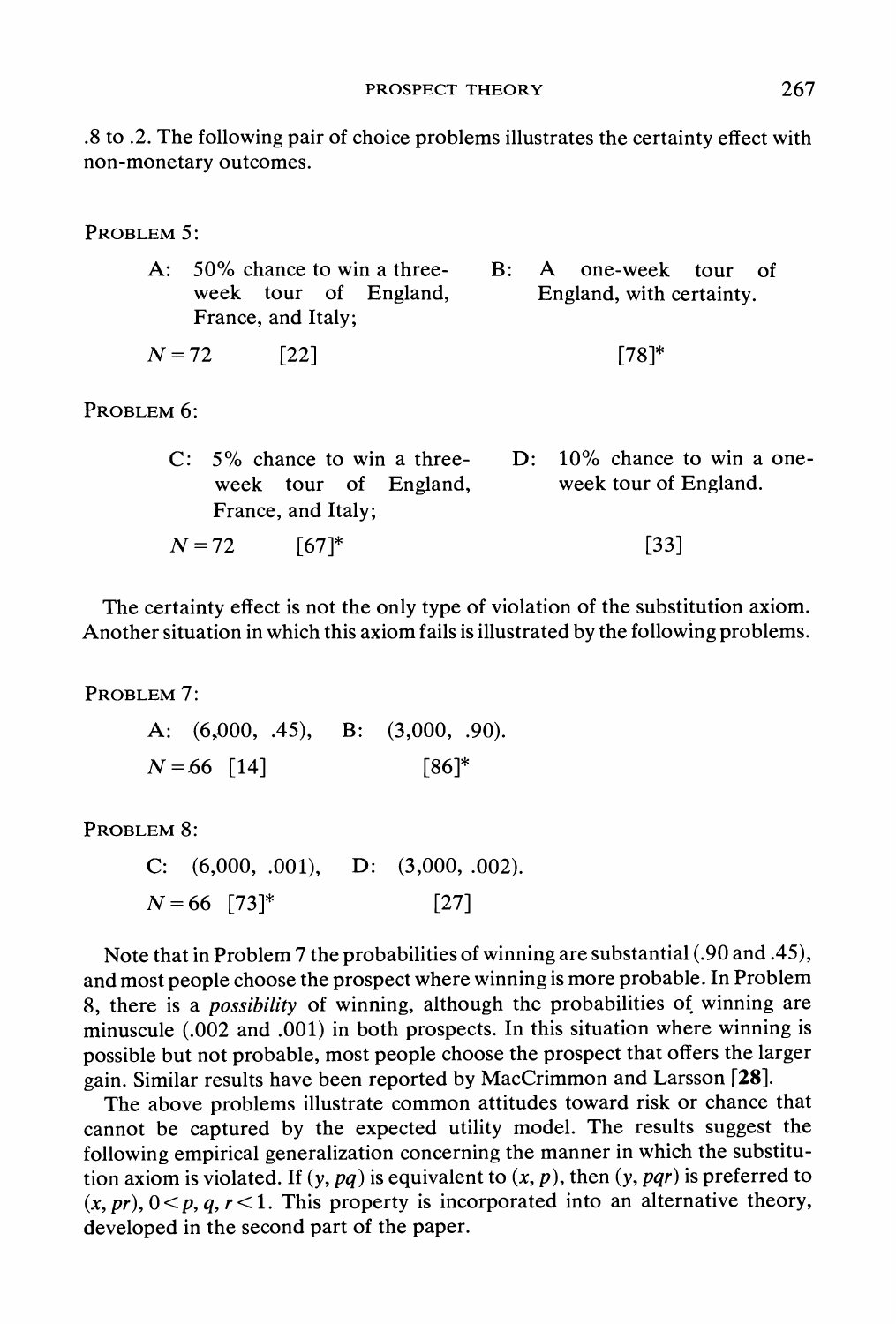.8 to .2. The following pair of choice problems illustrates the certainty effect with non-monetary outcomes.

PROBLEM 5:

| | |
|---|---|
| A: 50% chance to win a three-week tour of England, France, and Italy; | B: A one-week tour of England, with certainty. |
| $N = 72$ [22] | [78]* |

PROBLEM 6:

| | |
|---|---|
| C: 5% chance to win a three-week tour of England, France, and Italy; | D: 10% chance to win a one-week tour of England. |
| $N = 72$ [67]* | [33] |

The certainty effect is not the only type of violation of the substitution axiom. Another situation in which this axiom fails is illustrated by the following problems.

PROBLEM 7:

A: (6,000, .45), B: (3,000, .90).

$N = 66$ [14] [86]*

PROBLEM 8:

C: (6,000, .001), D: (3,000, .002).

$N = 66$ [73]* [27]

Note that in Problem 7 the probabilities of winning are substantial (.90 and .45), and most people choose the prospect where winning is more probable. In Problem 8, there is a *possibility* of winning, although the probabilities of winning are minuscule (.002 and .001) in both prospects. In this situation where winning is possible but not probable, most people choose the prospect that offers the larger gain. Similar results have been reported by MacCrimmon and Larsson [**28**].

The above problems illustrate common attitudes toward risk or chance that cannot be captured by the expected utility model. The results suggest the following empirical generalization concerning the manner in which the substitution axiom is violated. If $(y, pq)$ is equivalent to $(x, p)$, then $(y, pqr)$ is preferred to $(x, pr)$, $0 < p, q, r < 1$. This property is incorporated into an alternative theory, developed in the second part of the paper.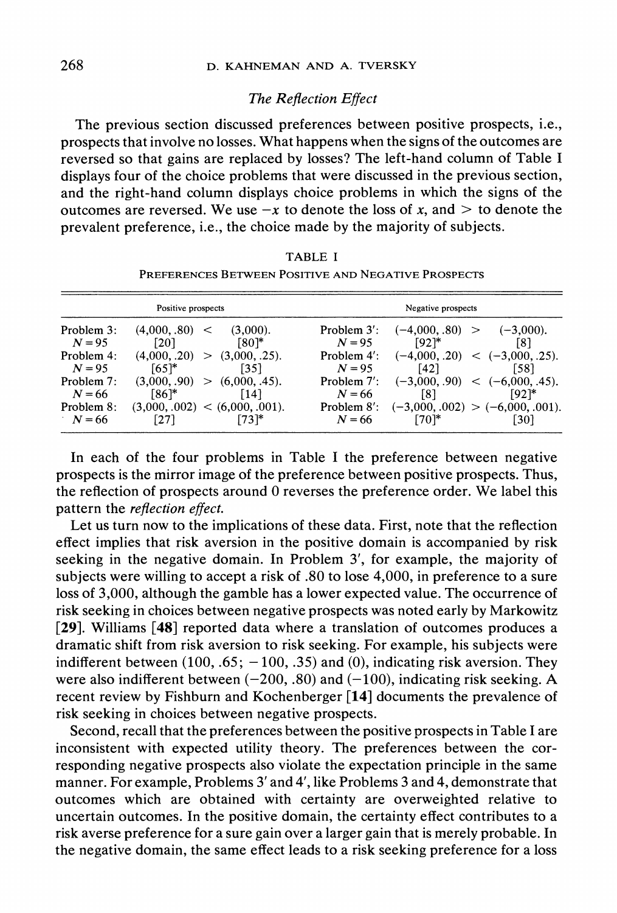### *The Reflection Effect*

The previous section discussed preferences between positive prospects, i.e., prospects that involve no losses. What happens when the signs of the outcomes are reversed so that gains are replaced by losses? The left-hand column of Table I displays four of the choice problems that were discussed in the previous section, and the right-hand column displays choice problems in which the signs of the outcomes are reversed. We use $-x$ to denote the loss of $x$, and $>$ to denote the prevalent preference, i.e., the choice made by the majority of subjects.

TABLE I

PREFERENCES BETWEEN POSITIVE AND NEGATIVE PROSPECTS

| Positive prospects | | | | Negative prospects | | | |
|---|---|---|---|---|---|---|---|
| Problem 3: | (4,000, .80) | < | (3,000). | Problem 3′: | (−4,000, .80) | > | (−3,000). |
| $N = 95$ | [20] | | [80]* | $N = 95$ | [92]* | | [8] |
| Problem 4: | (4,000, .20) | > | (3,000, .25). | Problem 4′: | (−4,000, .20) | < | (−3,000, .25). |
| $N = 95$ | [65]* | | [35] | $N = 95$ | [42] | | [58] |
| Problem 7: | (3,000, .90) | > | (6,000, .45). | Problem 7′: | (−3,000, .90) | < | (−6,000, .45). |
| $N = 66$ | [86]* | | [14] | $N = 66$ | [8] | | [92]* |
| Problem 8: | (3,000, .002) | < | (6,000, .001). | Problem 8′: | (−3,000, .002) | > | (−6,000, .001). |
| $N = 66$ | [27] | | [73]* | $N = 66$ | [70]* | | [30] |

In each of the four problems in Table I the preference between negative prospects is the mirror image of the preference between positive prospects. Thus, the reflection of prospects around 0 reverses the preference order. We label this pattern the *reflection effect*.

Let us turn now to the implications of these data. First, note that the reflection effect implies that risk aversion in the positive domain is accompanied by risk seeking in the negative domain. In Problem 3′, for example, the majority of subjects were willing to accept a risk of .80 to lose 4,000, in preference to a sure loss of 3,000, although the gamble has a lower expected value. The occurrence of risk seeking in choices between negative prospects was noted early by Markowitz [**29**]. Williams [**48**] reported data where a translation of outcomes produces a dramatic shift from risk aversion to risk seeking. For example, his subjects were indifferent between (100, .65; −100, .35) and (0), indicating risk aversion. They were also indifferent between (−200, .80) and (−100), indicating risk seeking. A recent review by Fishburn and Kochenberger [**14**] documents the prevalence of risk seeking in choices between negative prospects.

Second, recall that the preferences between the positive prospects in Table I are inconsistent with expected utility theory. The preferences between the corresponding negative prospects also violate the expectation principle in the same manner. For example, Problems 3′ and 4′, like Problems 3 and 4, demonstrate that outcomes which are obtained with certainty are overweighted relative to uncertain outcomes. In the positive domain, the certainty effect contributes to a risk averse preference for a sure gain over a larger gain that is merely probable. In the negative domain, the same effect leads to a risk seeking preference for a loss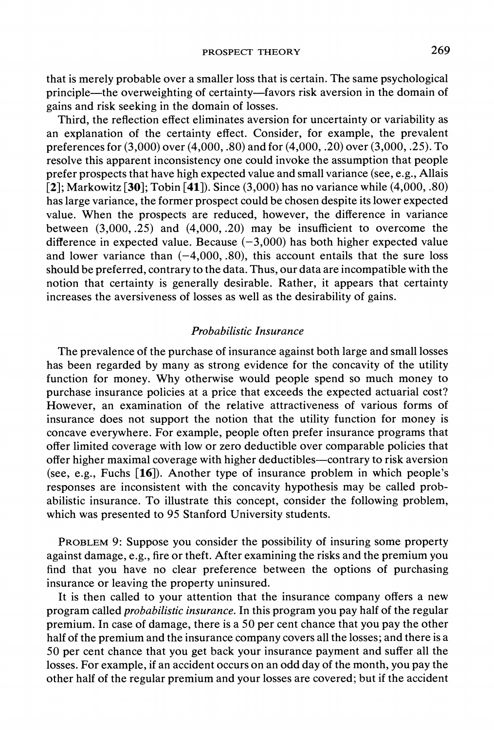that is merely probable over a smaller loss that is certain. The same psychological principle—the overweighting of certainty—favors risk aversion in the domain of gains and risk seeking in the domain of losses.

Third, the reflection effect eliminates aversion for uncertainty or variability as an explanation of the certainty effect. Consider, for example, the prevalent preferences for (3,000) over (4,000, .80) and for (4,000, .20) over (3,000, .25). To resolve this apparent inconsistency one could invoke the assumption that people prefer prospects that have high expected value and small variance (see, e.g., Allais [**2**]; Markowitz [**30**]; Tobin [**41**]). Since (3,000) has no variance while (4,000, .80) has large variance, the former prospect could be chosen despite its lower expected value. When the prospects are reduced, however, the difference in variance between (3,000, .25) and (4,000, .20) may be insufficient to overcome the difference in expected value. Because (−3,000) has both higher expected value and lower variance than (−4,000, .80), this account entails that the sure loss should be preferred, contrary to the data. Thus, our data are incompatible with the notion that certainty is generally desirable. Rather, it appears that certainty increases the aversiveness of losses as well as the desirability of gains.

### *Probabilistic Insurance*

The prevalence of the purchase of insurance against both large and small losses has been regarded by many as strong evidence for the concavity of the utility function for money. Why otherwise would people spend so much money to purchase insurance policies at a price that exceeds the expected actuarial cost? However, an examination of the relative attractiveness of various forms of insurance does not support the notion that the utility function for money is concave everywhere. For example, people often prefer insurance programs that offer limited coverage with low or zero deductible over comparable policies that offer higher maximal coverage with higher deductibles—contrary to risk aversion (see, e.g., Fuchs [**16**]). Another type of insurance problem in which people's responses are inconsistent with the concavity hypothesis may be called probabilistic insurance. To illustrate this concept, consider the following problem, which was presented to 95 Stanford University students.

PROBLEM 9: Suppose you consider the possibility of insuring some property against damage, e.g., fire or theft. After examining the risks and the premium you find that you have no clear preference between the options of purchasing insurance or leaving the property uninsured.

It is then called to your attention that the insurance company offers a new program called *probabilistic insurance*. In this program you pay half of the regular premium. In case of damage, there is a 50 per cent chance that you pay the other half of the premium and the insurance company covers all the losses; and there is a 50 per cent chance that you get back your insurance payment and suffer all the losses. For example, if an accident occurs on an odd day of the month, you pay the other half of the regular premium and your losses are covered; but if the accident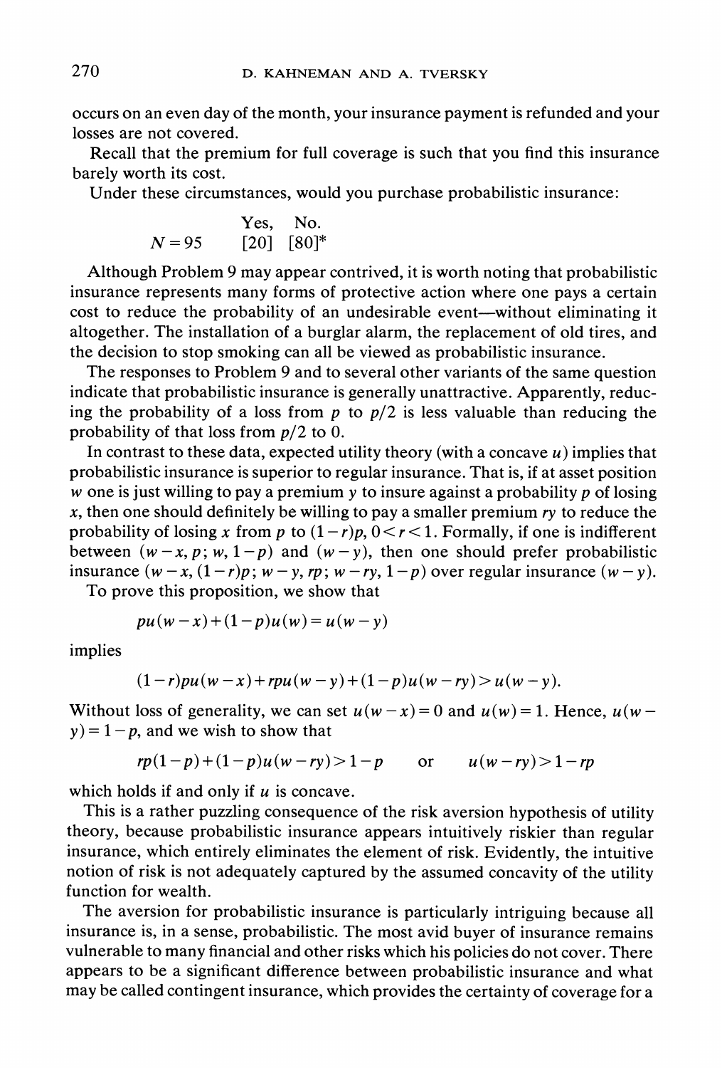occurs on an even day of the month, your insurance payment is refunded and your losses are not covered.

Recall that the premium for full coverage is such that you find this insurance barely worth its cost.

Under these circumstances, would you purchase probabilistic insurance:

|  | Yes, | No. |
|---|---|---|
| $N = 95$ | [20] | [80]* |

Although Problem 9 may appear contrived, it is worth noting that probabilistic insurance represents many forms of protective action where one pays a certain cost to reduce the probability of an undesirable event—without eliminating it altogether. The installation of a burglar alarm, the replacement of old tires, and the decision to stop smoking can all be viewed as probabilistic insurance.

The responses to Problem 9 and to several other variants of the same question indicate that probabilistic insurance is generally unattractive. Apparently, reducing the probability of a loss from $p$ to $p/2$ is less valuable than reducing the probability of that loss from $p/2$ to 0.

In contrast to these data, expected utility theory (with a concave $u$) implies that probabilistic insurance is superior to regular insurance. That is, if at asset position $w$ one is just willing to pay a premium $y$ to insure against a probability $p$ of losing $x$, then one should definitely be willing to pay a smaller premium $ry$ to reduce the probability of losing $x$ from $p$ to $(1-r)p$, $0<r<1$. Formally, if one is indifferent between $(w-x, p; w, 1-p)$ and $(w-y)$, then one should prefer probabilistic insurance $(w-x, (1-r)p; w-y, rp; w-ry, 1-p)$ over regular insurance $(w-y)$.

To prove this proposition, we show that

$$pu(w-x)+(1-p)u(w)=u(w-y)$$

implies

$$(1-r)pu(w-x)+rpu(w-y)+(1-p)u(w-ry)>u(w-y).$$

Without loss of generality, we can set $u(w-x)=0$ and $u(w)=1$. Hence, $u(w-y)=1-p$, and we wish to show that

$$rp(1-p)+(1-p)u(w-ry)>1-p \qquad \text{or} \qquad u(w-ry)>1-rp$$

which holds if and only if $u$ is concave.

This is a rather puzzling consequence of the risk aversion hypothesis of utility theory, because probabilistic insurance appears intuitively riskier than regular insurance, which entirely eliminates the element of risk. Evidently, the intuitive notion of risk is not adequately captured by the assumed concavity of the utility function for wealth.

The aversion for probabilistic insurance is particularly intriguing because all insurance is, in a sense, probabilistic. The most avid buyer of insurance remains vulnerable to many financial and other risks which his policies do not cover. There appears to be a significant difference between probabilistic insurance and what may be called contingent insurance, which provides the certainty of coverage for a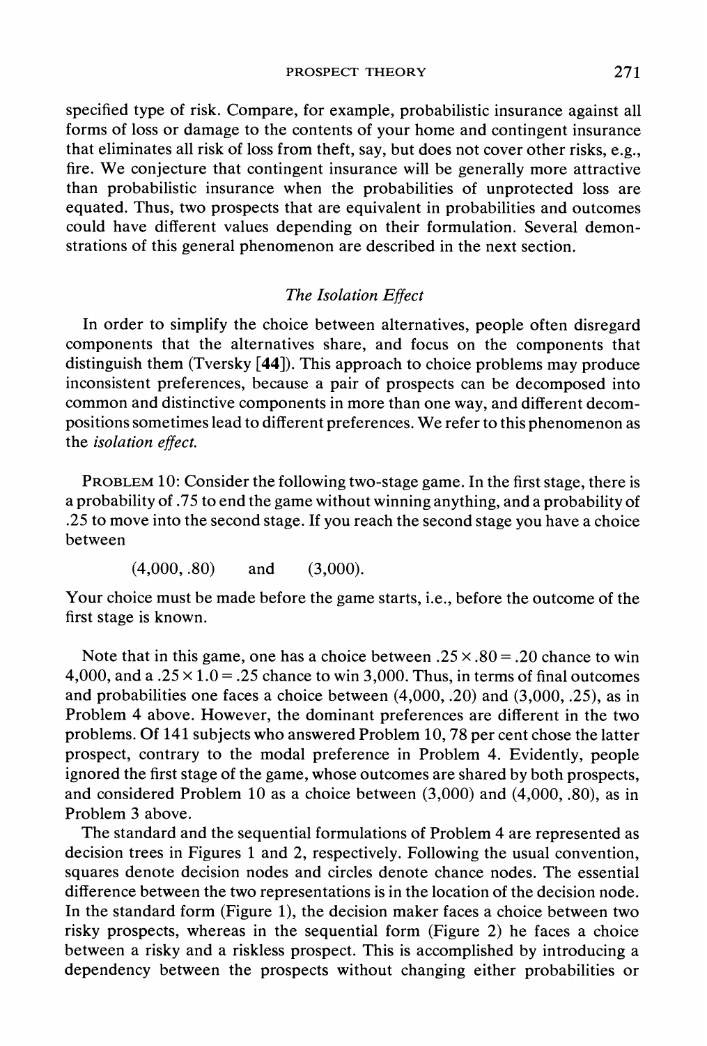specified type of risk. Compare, for example, probabilistic insurance against all forms of loss or damage to the contents of your home and contingent insurance that eliminates all risk of loss from theft, say, but does not cover other risks, e.g., fire. We conjecture that contingent insurance will be generally more attractive than probabilistic insurance when the probabilities of unprotected loss are equated. Thus, two prospects that are equivalent in probabilities and outcomes could have different values depending on their formulation. Several demonstrations of this general phenomenon are described in the next section.

### *The Isolation Effect*

In order to simplify the choice between alternatives, people often disregard components that the alternatives share, and focus on the components that distinguish them (Tversky [**44**]). This approach to choice problems may produce inconsistent preferences, because a pair of prospects can be decomposed into common and distinctive components in more than one way, and different decompositions sometimes lead to different preferences. We refer to this phenomenon as the *isolation effect.*

PROBLEM 10: Consider the following two-stage game. In the first stage, there is a probability of .75 to end the game without winning anything, and a probability of .25 to move into the second stage. If you reach the second stage you have a choice between

(4,000, .80) and (3,000).

Your choice must be made before the game starts, i.e., before the outcome of the first stage is known.

Note that in this game, one has a choice between $.25 \times .80 = .20$ chance to win 4,000, and a $.25 \times 1.0 = .25$ chance to win 3,000. Thus, in terms of final outcomes and probabilities one faces a choice between (4,000, .20) and (3,000, .25), as in Problem 4 above. However, the dominant preferences are different in the two problems. Of 141 subjects who answered Problem 10, 78 per cent chose the latter prospect, contrary to the modal preference in Problem 4. Evidently, people ignored the first stage of the game, whose outcomes are shared by both prospects, and considered Problem 10 as a choice between (3,000) and (4,000, .80), as in Problem 3 above.

The standard and the sequential formulations of Problem 4 are represented as decision trees in Figures 1 and 2, respectively. Following the usual convention, squares denote decision nodes and circles denote chance nodes. The essential difference between the two representations is in the location of the decision node. In the standard form (Figure 1), the decision maker faces a choice between two risky prospects, whereas in the sequential form (Figure 2) he faces a choice between a risky and a riskless prospect. This is accomplished by introducing a dependency between the prospects without changing either probabilities or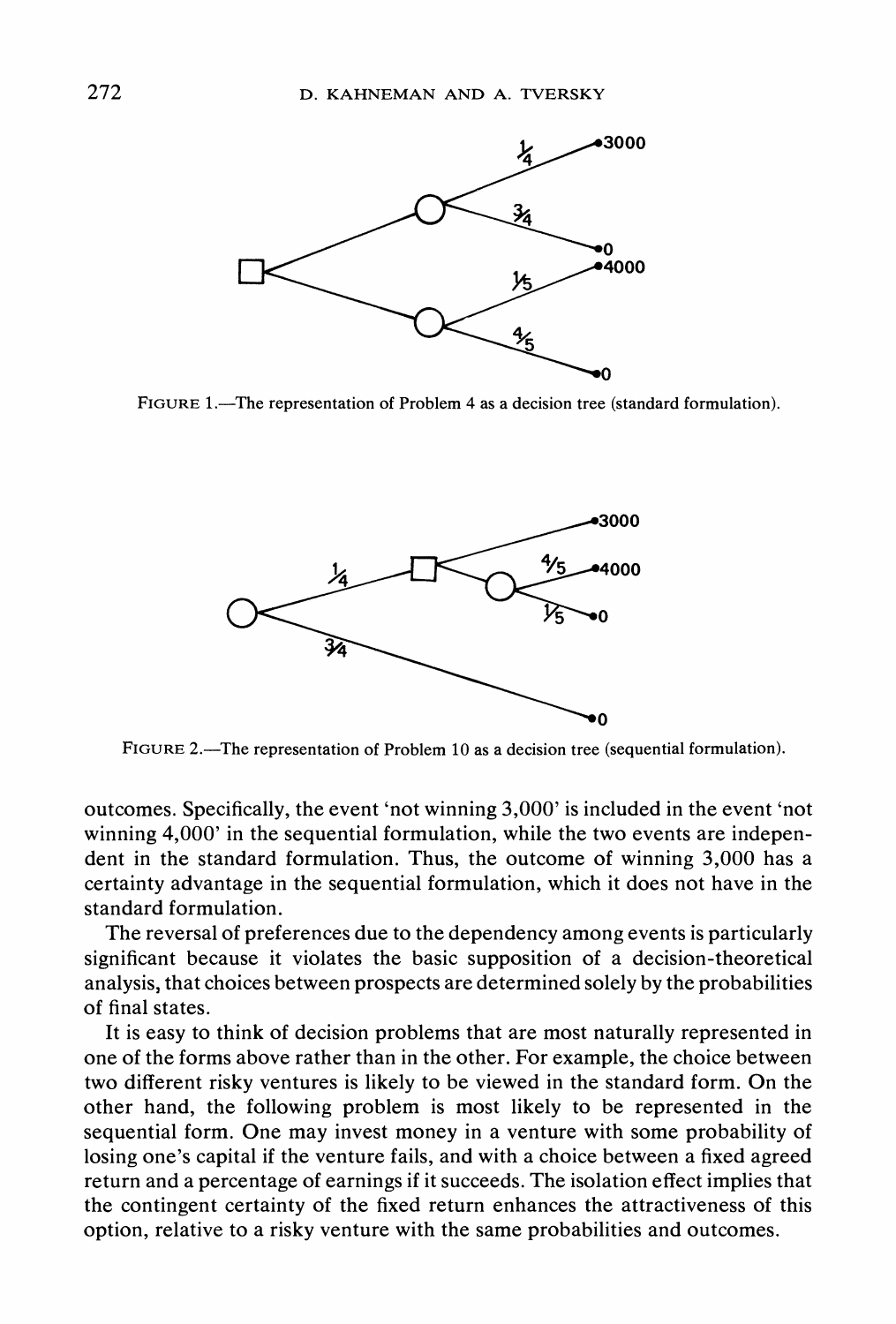FIGURE 1.—The representation of Problem 4 as a decision tree (standard formulation).

FIGURE 2.—The representation of Problem 10 as a decision tree (sequential formulation).

outcomes. Specifically, the event 'not winning 3,000' is included in the event 'not winning 4,000' in the sequential formulation, while the two events are independent in the standard formulation. Thus, the outcome of winning 3,000 has a certainty advantage in the sequential formulation, which it does not have in the standard formulation.

The reversal of preferences due to the dependency among events is particularly significant because it violates the basic supposition of a decision-theoretical analysis, that choices between prospects are determined solely by the probabilities of final states.

It is easy to think of decision problems that are most naturally represented in one of the forms above rather than in the other. For example, the choice between two different risky ventures is likely to be viewed in the standard form. On the other hand, the following problem is most likely to be represented in the sequential form. One may invest money in a venture with some probability of losing one's capital if the venture fails, and with a choice between a fixed agreed return and a percentage of earnings if it succeeds. The isolation effect implies that the contingent certainty of the fixed return enhances the attractiveness of this option, relative to a risky venture with the same probabilities and outcomes.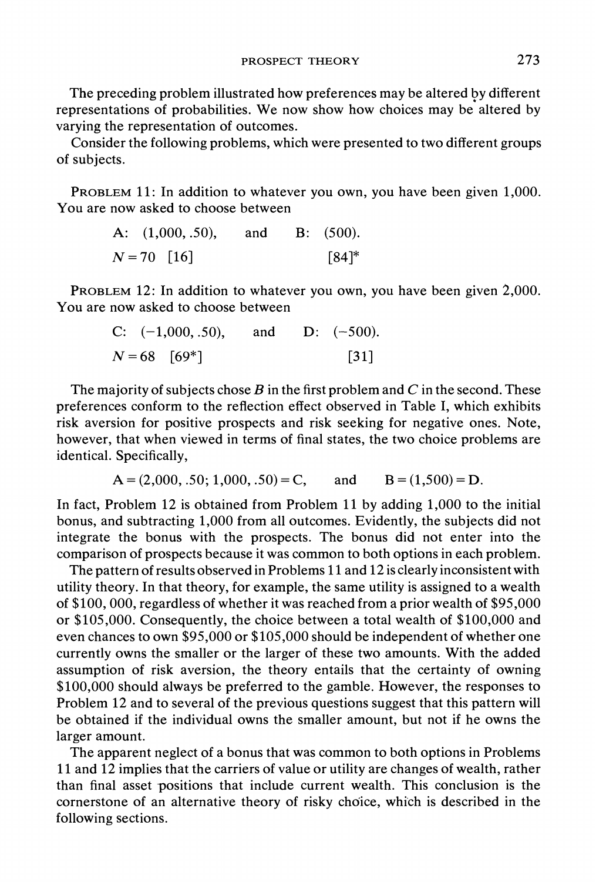The preceding problem illustrated how preferences may be altered by different representations of probabilities. We now show how choices may be altered by varying the representation of outcomes.

Consider the following problems, which were presented to two different groups of subjects.

PROBLEM 11: In addition to whatever you own, you have been given 1,000. You are now asked to choose between

A: (1,000, .50), and B: (500).

$N = 70$ [16] [84]*

PROBLEM 12: In addition to whatever you own, you have been given 2,000. You are now asked to choose between

C: (−1,000, .50), and D: (−500).

$N = 68$ [69*] [31]

The majority of subjects chose *B* in the first problem and *C* in the second. These preferences conform to the reflection effect observed in Table I, which exhibits risk aversion for positive prospects and risk seeking for negative ones. Note, however, that when viewed in terms of final states, the two choice problems are identical. Specifically,

$$\text{A} = (2{,}000, .50; 1{,}000, .50) = \text{C}, \quad \text{and} \quad \text{B} = (1{,}500) = \text{D}.$$

In fact, Problem 12 is obtained from Problem 11 by adding 1,000 to the initial bonus, and subtracting 1,000 from all outcomes. Evidently, the subjects did not integrate the bonus with the prospects. The bonus did not enter into the comparison of prospects because it was common to both options in each problem.

The pattern of results observed in Problems 11 and 12 is clearly inconsistent with utility theory. In that theory, for example, the same utility is assigned to a wealth of \$100, 000, regardless of whether it was reached from a prior wealth of \$95,000 or \$105,000. Consequently, the choice between a total wealth of \$100,000 and even chances to own \$95,000 or \$105,000 should be independent of whether one currently owns the smaller or the larger of these two amounts. With the added assumption of risk aversion, the theory entails that the certainty of owning \$100,000 should always be preferred to the gamble. However, the responses to Problem 12 and to several of the previous questions suggest that this pattern will be obtained if the individual owns the smaller amount, but not if he owns the larger amount.

The apparent neglect of a bonus that was common to both options in Problems 11 and 12 implies that the carriers of value or utility are changes of wealth, rather than final asset positions that include current wealth. This conclusion is the cornerstone of an alternative theory of risky choice, which is described in the following sections.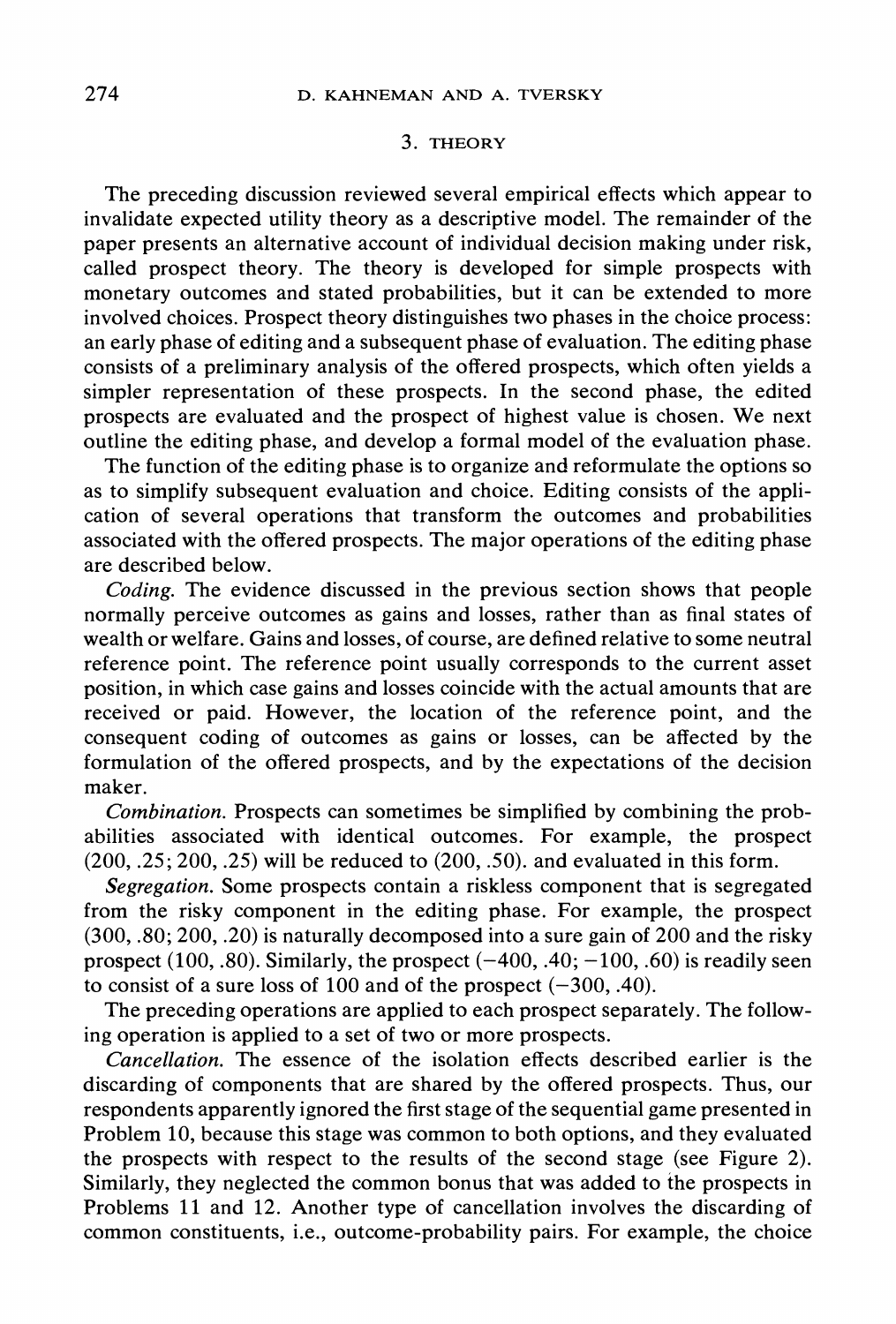## 3. THEORY

The preceding discussion reviewed several empirical effects which appear to invalidate expected utility theory as a descriptive model. The remainder of the paper presents an alternative account of individual decision making under risk, called prospect theory. The theory is developed for simple prospects with monetary outcomes and stated probabilities, but it can be extended to more involved choices. Prospect theory distinguishes two phases in the choice process: an early phase of editing and a subsequent phase of evaluation. The editing phase consists of a preliminary analysis of the offered prospects, which often yields a simpler representation of these prospects. In the second phase, the edited prospects are evaluated and the prospect of highest value is chosen. We next outline the editing phase, and develop a formal model of the evaluation phase.

The function of the editing phase is to organize and reformulate the options so as to simplify subsequent evaluation and choice. Editing consists of the application of several operations that transform the outcomes and probabilities associated with the offered prospects. The major operations of the editing phase are described below.

*Coding.* The evidence discussed in the previous section shows that people normally perceive outcomes as gains and losses, rather than as final states of wealth or welfare. Gains and losses, of course, are defined relative to some neutral reference point. The reference point usually corresponds to the current asset position, in which case gains and losses coincide with the actual amounts that are received or paid. However, the location of the reference point, and the consequent coding of outcomes as gains or losses, can be affected by the formulation of the offered prospects, and by the expectations of the decision maker.

*Combination.* Prospects can sometimes be simplified by combining the probabilities associated with identical outcomes. For example, the prospect (200, .25; 200, .25) will be reduced to (200, .50). and evaluated in this form.

*Segregation.* Some prospects contain a riskless component that is segregated from the risky component in the editing phase. For example, the prospect (300, .80; 200, .20) is naturally decomposed into a sure gain of 200 and the risky prospect (100, .80). Similarly, the prospect (−400, .40; −100, .60) is readily seen to consist of a sure loss of 100 and of the prospect (−300, .40).

The preceding operations are applied to each prospect separately. The following operation is applied to a set of two or more prospects.

*Cancellation.* The essence of the isolation effects described earlier is the discarding of components that are shared by the offered prospects. Thus, our respondents apparently ignored the first stage of the sequential game presented in Problem 10, because this stage was common to both options, and they evaluated the prospects with respect to the results of the second stage (see Figure 2). Similarly, they neglected the common bonus that was added to the prospects in Problems 11 and 12. Another type of cancellation involves the discarding of common constituents, i.e., outcome-probability pairs. For example, the choice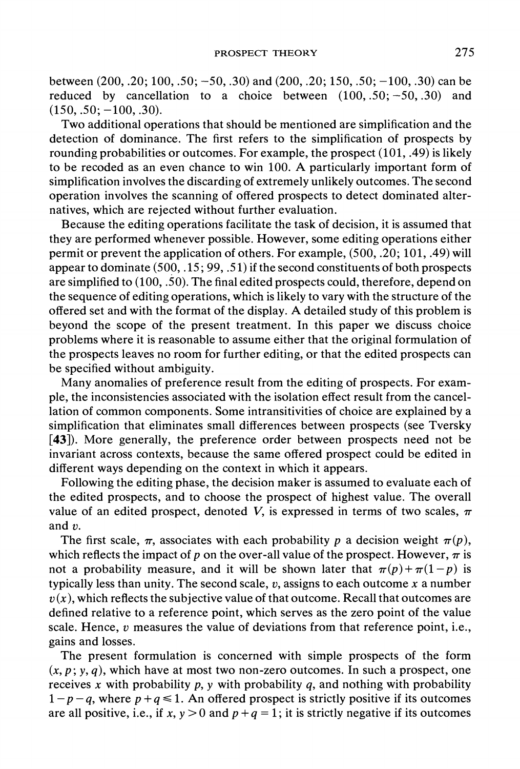between (200, .20; 100, .50; −50, .30) and (200, .20; 150, .50; −100, .30) can be reduced by cancellation to a choice between (100, .50; −50, .30) and (150, .50; −100, .30).

Two additional operations that should be mentioned are simplification and the detection of dominance. The first refers to the simplification of prospects by rounding probabilities or outcomes. For example, the prospect (101, .49) is likely to be recoded as an even chance to win 100. A particularly important form of simplification involves the discarding of extremely unlikely outcomes. The second operation involves the scanning of offered prospects to detect dominated alternatives, which are rejected without further evaluation.

Because the editing operations facilitate the task of decision, it is assumed that they are performed whenever possible. However, some editing operations either permit or prevent the application of others. For example, (500, .20; 101, .49) will appear to dominate (500, .15; 99, .51) if the second constituents of both prospects are simplified to (100, .50). The final edited prospects could, therefore, depend on the sequence of editing operations, which is likely to vary with the structure of the offered set and with the format of the display. A detailed study of this problem is beyond the scope of the present treatment. In this paper we discuss choice problems where it is reasonable to assume either that the original formulation of the prospects leaves no room for further editing, or that the edited prospects can be specified without ambiguity.

Many anomalies of preference result from the editing of prospects. For example, the inconsistencies associated with the isolation effect result from the cancellation of common components. Some intransitivities of choice are explained by a simplification that eliminates small differences between prospects (see Tversky [**43**]). More generally, the preference order between prospects need not be invariant across contexts, because the same offered prospect could be edited in different ways depending on the context in which it appears.

Following the editing phase, the decision maker is assumed to evaluate each of the edited prospects, and to choose the prospect of highest value. The overall value of an edited prospect, denoted $V$, is expressed in terms of two scales, $\pi$ and $v$.

The first scale, $\pi$, associates with each probability $p$ a decision weight $\pi(p)$, which reflects the impact of $p$ on the over-all value of the prospect. However, $\pi$ is not a probability measure, and it will be shown later that $\pi(p)+\pi(1-p)$ is typically less than unity. The second scale, $v$, assigns to each outcome $x$ a number $v(x)$, which reflects the subjective value of that outcome. Recall that outcomes are defined relative to a reference point, which serves as the zero point of the value scale. Hence, $v$ measures the value of deviations from that reference point, i.e., gains and losses.

The present formulation is concerned with simple prospects of the form $(x, p; y, q)$, which have at most two non-zero outcomes. In such a prospect, one receives $x$ with probability $p$, $y$ with probability $q$, and nothing with probability $1-p-q$, where $p+q \leqslant 1$. An offered prospect is strictly positive if its outcomes are all positive, i.e., if $x, y > 0$ and $p+q=1$; it is strictly negative if its outcomes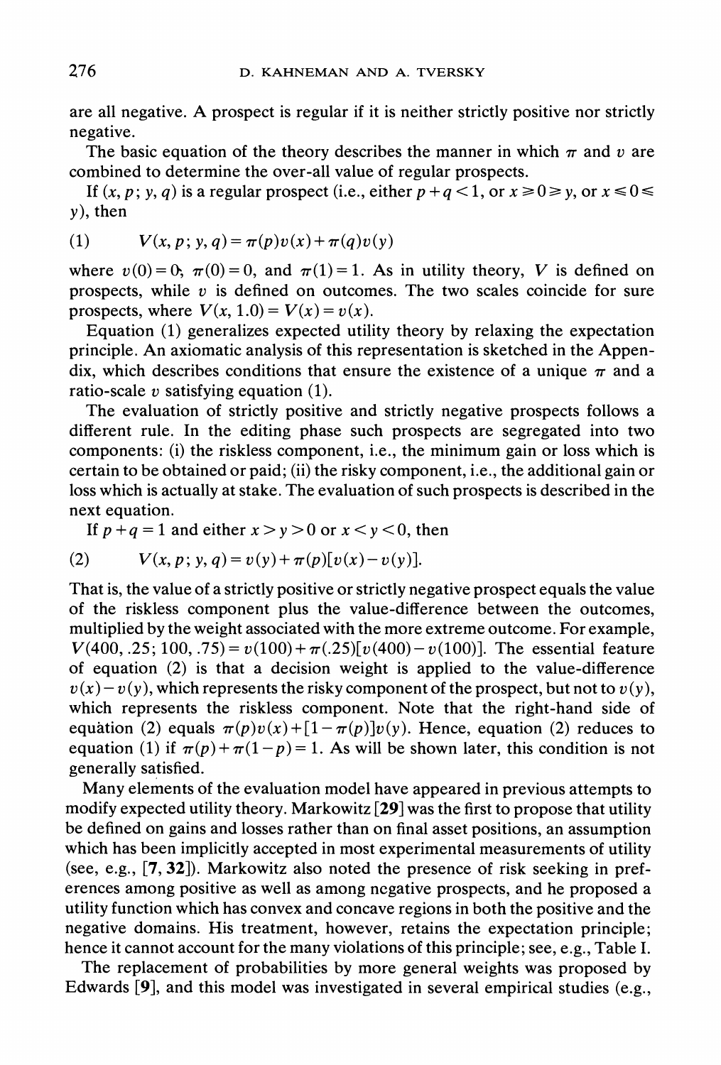are all negative. A prospect is regular if it is neither strictly positive nor strictly negative.

The basic equation of the theory describes the manner in which $\pi$ and $v$ are combined to determine the over-all value of regular prospects.

If $(x, p; y, q)$ is a regular prospect (i.e., either $p+q<1$, or $x \geqslant 0 \geqslant y$, or $x \leqslant 0 \leqslant y$), then

$$(1) \qquad V(x, p; y, q) = \pi(p)v(x) + \pi(q)v(y)$$

where $v(0)=0$, $\pi(0)=0$, and $\pi(1)=1$. As in utility theory, $V$ is defined on prospects, while $v$ is defined on outcomes. The two scales coincide for sure prospects, where $V(x, 1.0) = V(x) = v(x)$.

Equation (1) generalizes expected utility theory by relaxing the expectation principle. An axiomatic analysis of this representation is sketched in the Appendix, which describes conditions that ensure the existence of a unique $\pi$ and a ratio-scale $v$ satisfying equation (1).

The evaluation of strictly positive and strictly negative prospects follows a different rule. In the editing phase such prospects are segregated into two components: (i) the riskless component, i.e., the minimum gain or loss which is certain to be obtained or paid; (ii) the risky component, i.e., the additional gain or loss which is actually at stake. The evaluation of such prospects is described in the next equation.

If $p+q=1$ and either $x>y>0$ or $x<y<0$, then

$$(2) \qquad V(x, p; y, q) = v(y) + \pi(p)[v(x) - v(y)].$$

That is, the value of a strictly positive or strictly negative prospect equals the value of the riskless component plus the value-difference between the outcomes, multiplied by the weight associated with the more extreme outcome. For example, $V(400, .25; 100, .75) = v(100) + \pi(.25)[v(400) - v(100)]$. The essential feature of equation (2) is that a decision weight is applied to the value-difference $v(x)-v(y)$, which represents the risky component of the prospect, but not to $v(y)$, which represents the riskless component. Note that the right-hand side of equation (2) equals $\pi(p)v(x) + [1-\pi(p)]v(y)$. Hence, equation (2) reduces to equation (1) if $\pi(p)+\pi(1-p)=1$. As will be shown later, this condition is not generally satisfied.

Many elements of the evaluation model have appeared in previous attempts to modify expected utility theory. Markowitz [**29**] was the first to propose that utility be defined on gains and losses rather than on final asset positions, an assumption which has been implicitly accepted in most experimental measurements of utility (see, e.g., [**7, 32**]). Markowitz also noted the presence of risk seeking in preferences among positive as well as among negative prospects, and he proposed a utility function which has convex and concave regions in both the positive and the negative domains. His treatment, however, retains the expectation principle; hence it cannot account for the many violations of this principle; see, e.g., Table I.

The replacement of probabilities by more general weights was proposed by Edwards [**9**], and this model was investigated in several empirical studies (e.g.,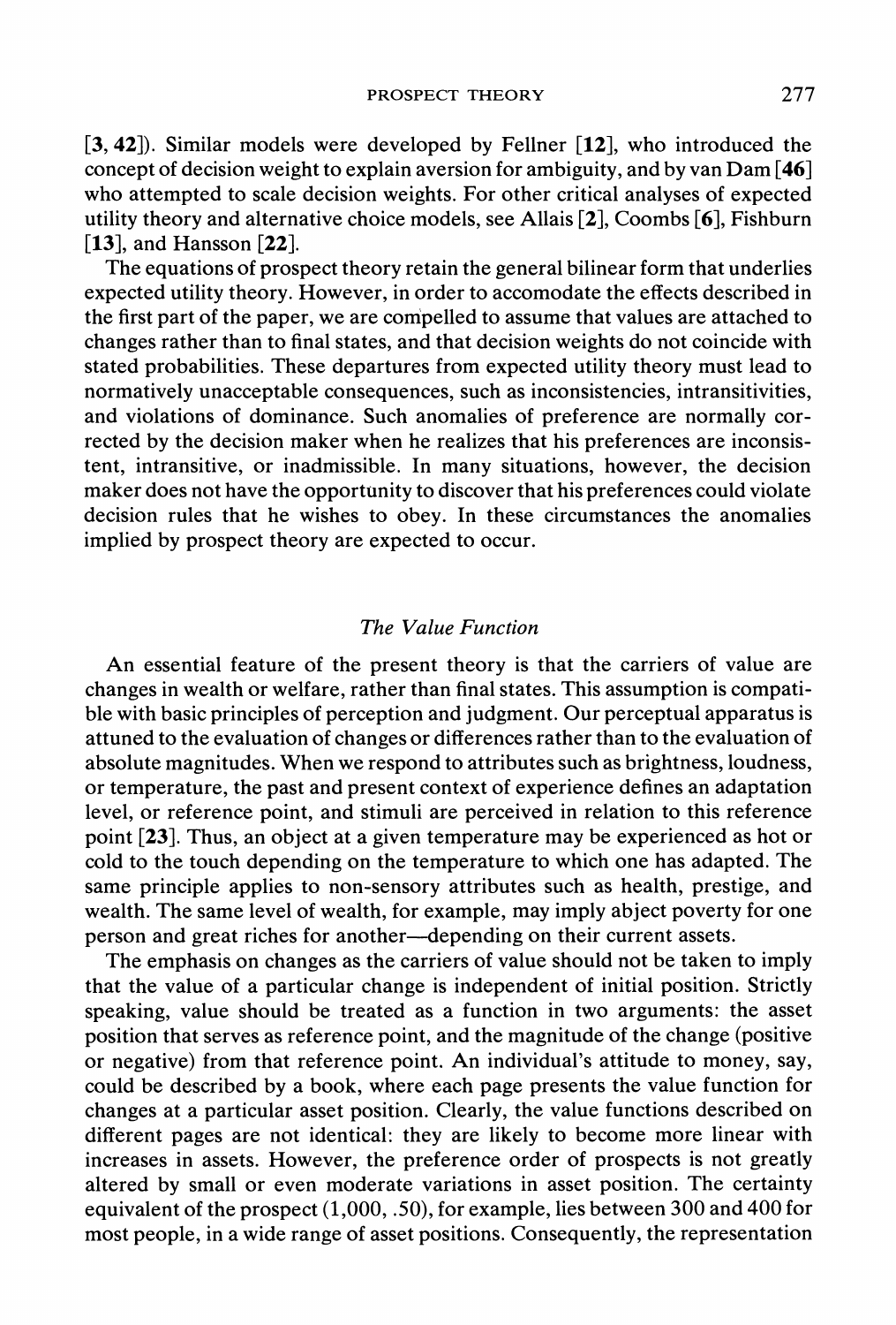[3, 42]). Similar models were developed by Fellner [12], who introduced the concept of decision weight to explain aversion for ambiguity, and by van Dam [46] who attempted to scale decision weights. For other critical analyses of expected utility theory and alternative choice models, see Allais [2], Coombs [6], Fishburn [13], and Hansson [22].

The equations of prospect theory retain the general bilinear form that underlies expected utility theory. However, in order to accomodate the effects described in the first part of the paper, we are compelled to assume that values are attached to changes rather than to final states, and that decision weights do not coincide with stated probabilities. These departures from expected utility theory must lead to normatively unacceptable consequences, such as inconsistencies, intransitivities, and violations of dominance. Such anomalies of preference are normally corrected by the decision maker when he realizes that his preferences are inconsistent, intransitive, or inadmissible. In many situations, however, the decision maker does not have the opportunity to discover that his preferences could violate decision rules that he wishes to obey. In these circumstances the anomalies implied by prospect theory are expected to occur.

## *The Value Function*

An essential feature of the present theory is that the carriers of value are changes in wealth or welfare, rather than final states. This assumption is compatible with basic principles of perception and judgment. Our perceptual apparatus is attuned to the evaluation of changes or differences rather than to the evaluation of absolute magnitudes. When we respond to attributes such as brightness, loudness, or temperature, the past and present context of experience defines an adaptation level, or reference point, and stimuli are perceived in relation to this reference point [23]. Thus, an object at a given temperature may be experienced as hot or cold to the touch depending on the temperature to which one has adapted. The same principle applies to non-sensory attributes such as health, prestige, and wealth. The same level of wealth, for example, may imply abject poverty for one person and great riches for another—depending on their current assets.

The emphasis on changes as the carriers of value should not be taken to imply that the value of a particular change is independent of initial position. Strictly speaking, value should be treated as a function in two arguments: the asset position that serves as reference point, and the magnitude of the change (positive or negative) from that reference point. An individual's attitude to money, say, could be described by a book, where each page presents the value function for changes at a particular asset position. Clearly, the value functions described on different pages are not identical: they are likely to become more linear with increases in assets. However, the preference order of prospects is not greatly altered by small or even moderate variations in asset position. The certainty equivalent of the prospect (1,000, .50), for example, lies between 300 and 400 for most people, in a wide range of asset positions. Consequently, the representation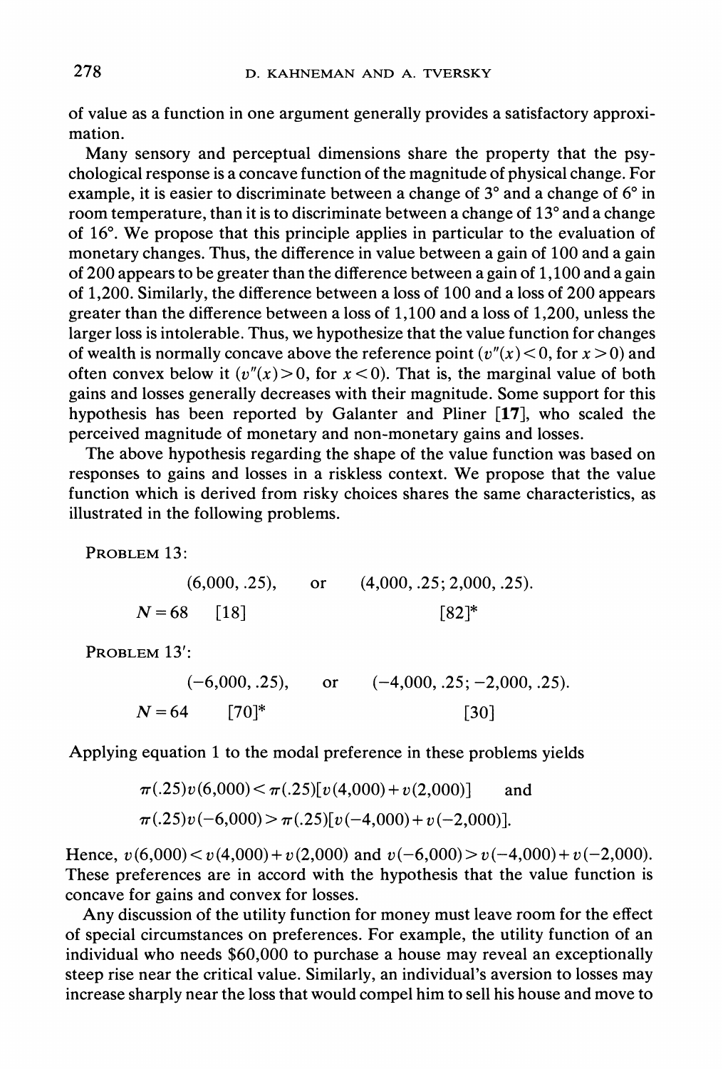of value as a function in one argument generally provides a satisfactory approximation.

Many sensory and perceptual dimensions share the property that the psychological response is a concave function of the magnitude of physical change. For example, it is easier to discriminate between a change of 3° and a change of 6° in room temperature, than it is to discriminate between a change of 13° and a change of 16°. We propose that this principle applies in particular to the evaluation of monetary changes. Thus, the difference in value between a gain of 100 and a gain of 200 appears to be greater than the difference between a gain of 1,100 and a gain of 1,200. Similarly, the difference between a loss of 100 and a loss of 200 appears greater than the difference between a loss of 1,100 and a loss of 1,200, unless the larger loss is intolerable. Thus, we hypothesize that the value function for changes of wealth is normally concave above the reference point ($v''(x) < 0$, for $x > 0$) and often convex below it ($v''(x) > 0$, for $x < 0$). That is, the marginal value of both gains and losses generally decreases with their magnitude. Some support for this hypothesis has been reported by Galanter and Pliner [**17**], who scaled the perceived magnitude of monetary and non-monetary gains and losses.

The above hypothesis regarding the shape of the value function was based on responses to gains and losses in a riskless context. We propose that the value function which is derived from risky choices shares the same characteristics, as illustrated in the following problems.

PROBLEM 13:

$$(6{,}000, .25), \quad \text{or} \quad (4{,}000, .25; 2{,}000, .25).$$

$N = 68$ [18] [82]*

PROBLEM 13′:

$$(-6{,}000, .25), \quad \text{or} \quad (-4{,}000, .25; -2{,}000, .25).$$

$N = 64$ [70]* [30]

Applying equation 1 to the modal preference in these problems yields

$$\pi(.25)v(6{,}000) < \pi(.25)[v(4{,}000) + v(2{,}000)] \quad \text{and}$$
$$\pi(.25)v(-6{,}000) > \pi(.25)[v(-4{,}000) + v(-2{,}000)].$$

Hence, $v(6{,}000) < v(4{,}000) + v(2{,}000)$ and $v(-6{,}000) > v(-4{,}000) + v(-2{,}000)$. These preferences are in accord with the hypothesis that the value function is concave for gains and convex for losses.

Any discussion of the utility function for money must leave room for the effect of special circumstances on preferences. For example, the utility function of an individual who needs \$60,000 to purchase a house may reveal an exceptionally steep rise near the critical value. Similarly, an individual's aversion to losses may increase sharply near the loss that would compel him to sell his house and move to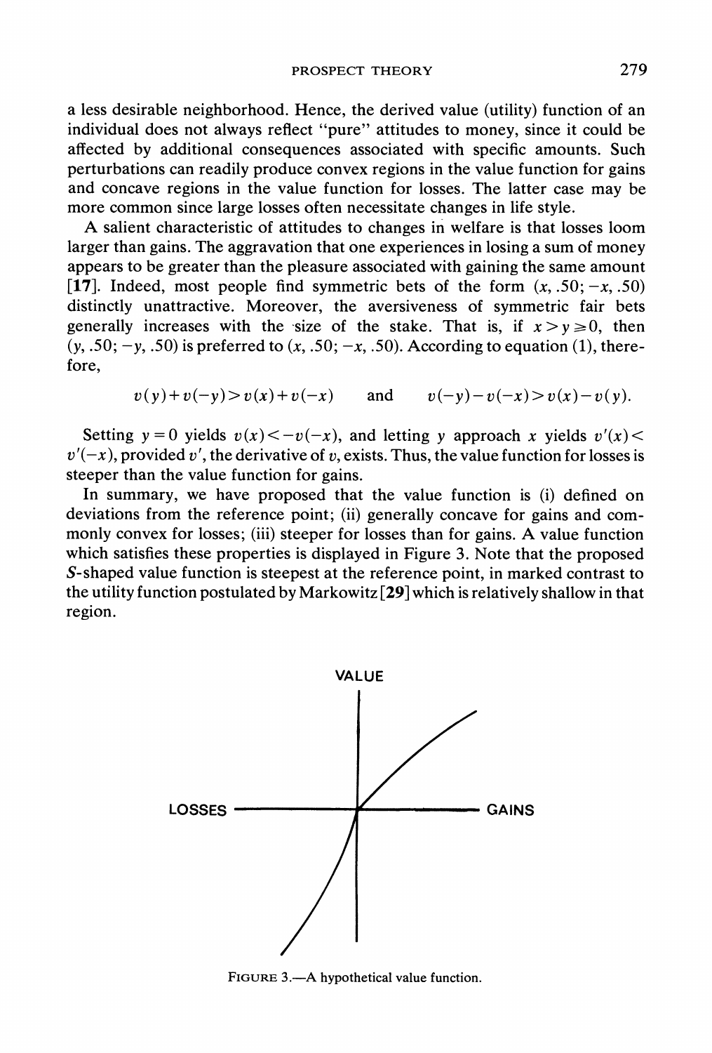a less desirable neighborhood. Hence, the derived value (utility) function of an individual does not always reflect "pure" attitudes to money, since it could be affected by additional consequences associated with specific amounts. Such perturbations can readily produce convex regions in the value function for gains and concave regions in the value function for losses. The latter case may be more common since large losses often necessitate changes in life style.

A salient characteristic of attitudes to changes in welfare is that losses loom larger than gains. The aggravation that one experiences in losing a sum of money appears to be greater than the pleasure associated with gaining the same amount [17]. Indeed, most people find symmetric bets of the form $(x, .50; -x, .50)$ distinctly unattractive. Moreover, the aversiveness of symmetric fair bets generally increases with the size of the stake. That is, if $x > y \geq 0$, then $(y, .50; -y, .50)$ is preferred to $(x, .50; -x, .50)$. According to equation (1), therefore,

$$v(y) + v(-y) > v(x) + v(-x) \qquad \text{and} \qquad v(-y) - v(-x) > v(x) - v(y).$$

Setting $y = 0$ yields $v(x) < -v(-x)$, and letting $y$ approach $x$ yields $v'(x) < v'(-x)$, provided $v'$, the derivative of $v$, exists. Thus, the value function for losses is steeper than the value function for gains.

In summary, we have proposed that the value function is (i) defined on deviations from the reference point; (ii) generally concave for gains and commonly convex for losses; (iii) steeper for losses than for gains. A value function which satisfies these properties is displayed in Figure 3. Note that the proposed *S*-shaped value function is steepest at the reference point, in marked contrast to the utility function postulated by Markowitz [29] which is relatively shallow in that region.

FIGURE 3.—A hypothetical value function.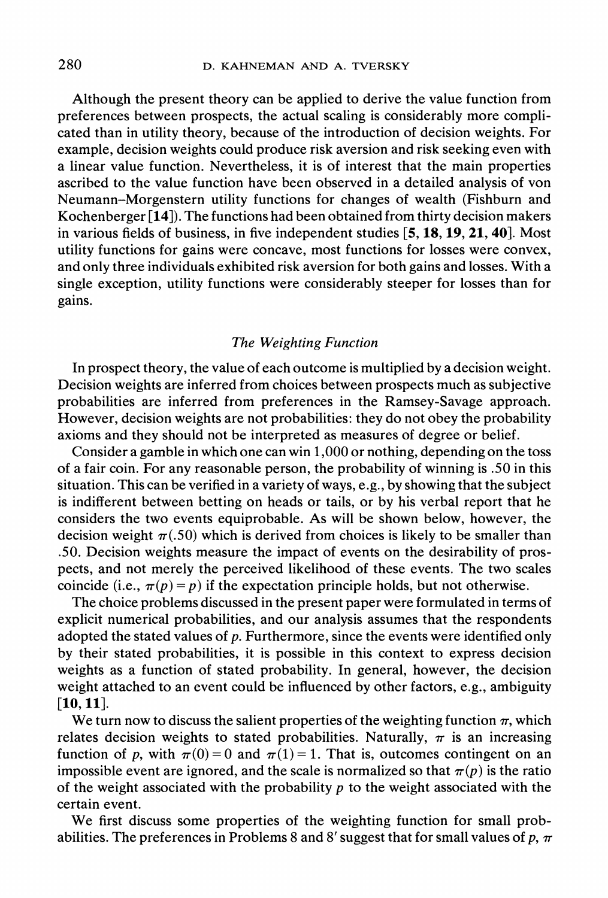Although the present theory can be applied to derive the value function from preferences between prospects, the actual scaling is considerably more complicated than in utility theory, because of the introduction of decision weights. For example, decision weights could produce risk aversion and risk seeking even with a linear value function. Nevertheless, it is of interest that the main properties ascribed to the value function have been observed in a detailed analysis of von Neumann–Morgenstern utility functions for changes of wealth (Fishburn and Kochenberger [**14**]). The functions had been obtained from thirty decision makers in various fields of business, in five independent studies [**5**, **18**, **19**, **21**, **40**]. Most utility functions for gains were concave, most functions for losses were convex, and only three individuals exhibited risk aversion for both gains and losses. With a single exception, utility functions were considerably steeper for losses than for gains.

### *The Weighting Function*

In prospect theory, the value of each outcome is multiplied by a decision weight. Decision weights are inferred from choices between prospects much as subjective probabilities are inferred from preferences in the Ramsey-Savage approach. However, decision weights are not probabilities: they do not obey the probability axioms and they should not be interpreted as measures of degree or belief.

Consider a gamble in which one can win 1,000 or nothing, depending on the toss of a fair coin. For any reasonable person, the probability of winning is .50 in this situation. This can be verified in a variety of ways, e.g., by showing that the subject is indifferent between betting on heads or tails, or by his verbal report that he considers the two events equiprobable. As will be shown below, however, the decision weight $\pi(.50)$ which is derived from choices is likely to be smaller than .50. Decision weights measure the impact of events on the desirability of prospects, and not merely the perceived likelihood of these events. The two scales coincide (i.e., $\pi(p)=p$) if the expectation principle holds, but not otherwise.

The choice problems discussed in the present paper were formulated in terms of explicit numerical probabilities, and our analysis assumes that the respondents adopted the stated values of $p$. Furthermore, since the events were identified only by their stated probabilities, it is possible in this context to express decision weights as a function of stated probability. In general, however, the decision weight attached to an event could be influenced by other factors, e.g., ambiguity [**10**, **11**].

We turn now to discuss the salient properties of the weighting function $\pi$, which relates decision weights to stated probabilities. Naturally, $\pi$ is an increasing function of $p$, with $\pi(0)=0$ and $\pi(1)=1$. That is, outcomes contingent on an impossible event are ignored, and the scale is normalized so that $\pi(p)$ is the ratio of the weight associated with the probability $p$ to the weight associated with the certain event.

We first discuss some properties of the weighting function for small probabilities. The preferences in Problems 8 and 8′ suggest that for small values of $p$, $\pi$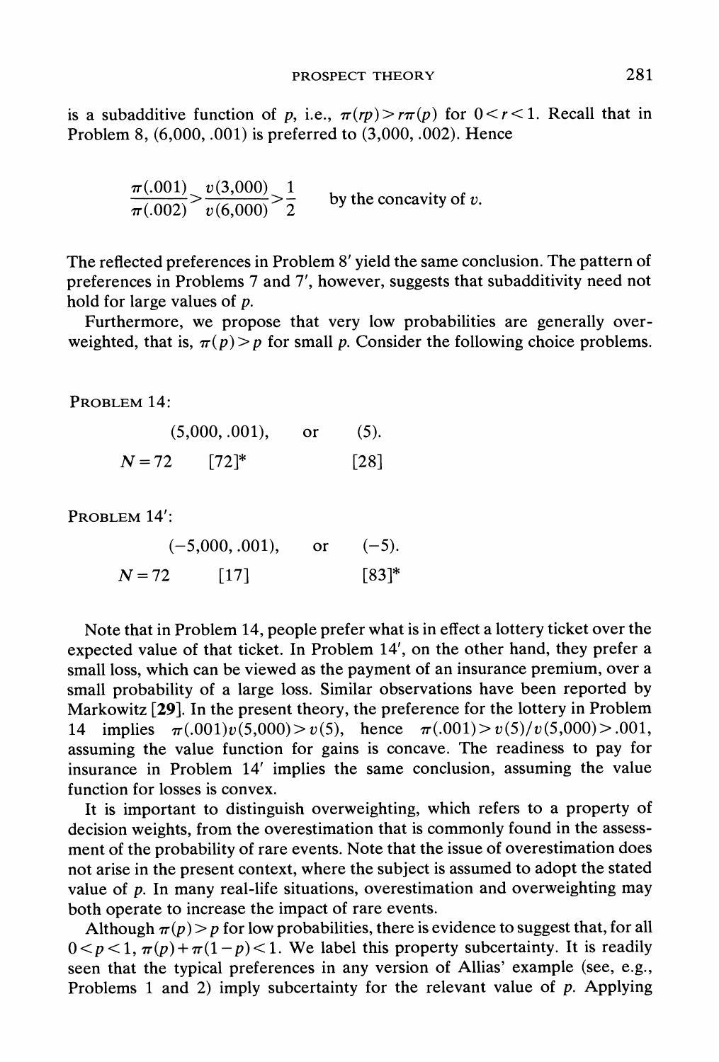is a subadditive function of $p$, i.e., $\pi(rp) > r\pi(p)$ for $0 < r < 1$. Recall that in Problem 8, (6,000, .001) is preferred to (3,000, .002). Hence

$$\frac{\pi(.001)}{\pi(.002)} > \frac{v(3{,}000)}{v(6{,}000)} > \frac{1}{2} \qquad \text{by the concavity of } v.$$

The reflected preferences in Problem 8′ yield the same conclusion. The pattern of preferences in Problems 7 and 7′, however, suggests that subadditivity need not hold for large values of $p$.

Furthermore, we propose that very low probabilities are generally overweighted, that is, $\pi(p) > p$ for small $p$. Consider the following choice problems.

PROBLEM 14:

| | (5,000, .001), | or | (5). |
|---|---|---|---|
| $N = 72$ | [72]* | | [28] |

PROBLEM 14′:

| | (−5,000, .001), | or | (−5). |
|---|---|---|---|
| $N = 72$ | [17] | | [83]* |

Note that in Problem 14, people prefer what is in effect a lottery ticket over the expected value of that ticket. In Problem 14′, on the other hand, they prefer a small loss, which can be viewed as the payment of an insurance premium, over a small probability of a large loss. Similar observations have been reported by Markowitz [**29**]. In the present theory, the preference for the lottery in Problem 14 implies $\pi(.001)v(5{,}000) > v(5)$, hence $\pi(.001) > v(5)/v(5{,}000) > .001$, assuming the value function for gains is concave. The readiness to pay for insurance in Problem 14′ implies the same conclusion, assuming the value function for losses is convex.

It is important to distinguish overweighting, which refers to a property of decision weights, from the overestimation that is commonly found in the assessment of the probability of rare events. Note that the issue of overestimation does not arise in the present context, where the subject is assumed to adopt the stated value of $p$. In many real-life situations, overestimation and overweighting may both operate to increase the impact of rare events.

Although $\pi(p) > p$ for low probabilities, there is evidence to suggest that, for all $0 < p < 1$, $\pi(p) + \pi(1-p) < 1$. We label this property subcertainty. It is readily seen that the typical preferences in any version of Allias' example (see, e.g., Problems 1 and 2) imply subcertainty for the relevant value of $p$. Applying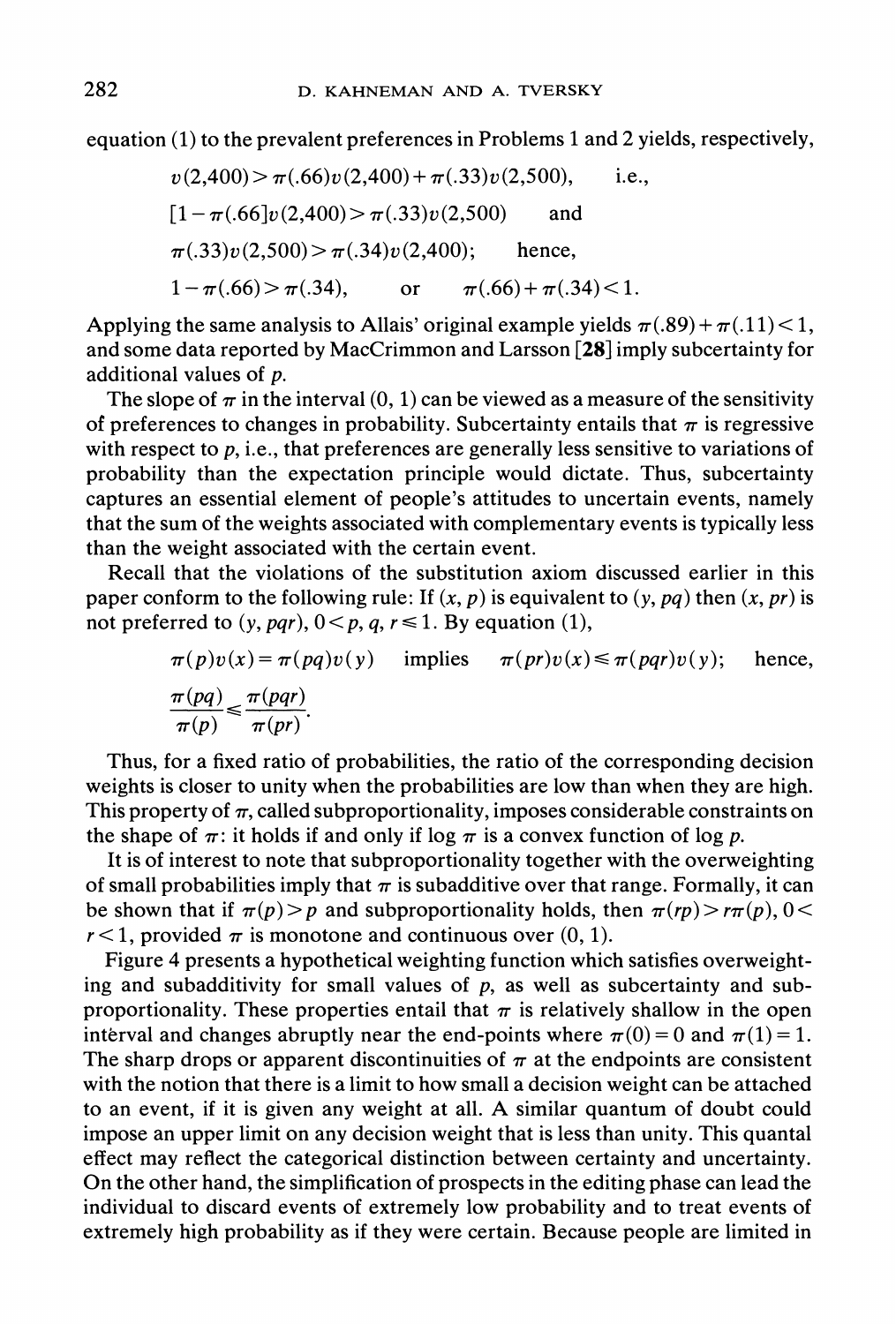equation (1) to the prevalent preferences in Problems 1 and 2 yields, respectively,

$$v(2{,}400) > \pi(.66)v(2{,}400) + \pi(.33)v(2{,}500), \qquad \text{i.e.,}$$

$$[1-\pi(.66)]v(2{,}400) > \pi(.33)v(2{,}500) \qquad \text{and}$$

$$\pi(.33)v(2{,}500) > \pi(.34)v(2{,}400); \qquad \text{hence,}$$

$$1-\pi(.66) > \pi(.34), \qquad \text{or} \qquad \pi(.66)+\pi(.34) < 1.$$

Applying the same analysis to Allais' original example yields $\pi(.89)+\pi(.11)<1$, and some data reported by MacCrimmon and Larsson [**28**] imply subcertainty for additional values of $p$.

The slope of $\pi$ in the interval $(0, 1)$ can be viewed as a measure of the sensitivity of preferences to changes in probability. Subcertainty entails that $\pi$ is regressive with respect to $p$, i.e., that preferences are generally less sensitive to variations of probability than the expectation principle would dictate. Thus, subcertainty captures an essential element of people's attitudes to uncertain events, namely that the sum of the weights associated with complementary events is typically less than the weight associated with the certain event.

Recall that the violations of the substitution axiom discussed earlier in this paper conform to the following rule: If $(x, p)$ is equivalent to $(y, pq)$ then $(x, pr)$ is not preferred to $(y, pqr)$, $0<p, q, r\leq 1$. By equation (1),

$$\pi(p)v(x)=\pi(pq)v(y) \quad \text{implies} \quad \pi(pr)v(x)\leq \pi(pqr)v(y); \quad \text{hence,}$$

$$\frac{\pi(pq)}{\pi(p)} \leq \frac{\pi(pqr)}{\pi(pr)}.$$

Thus, for a fixed ratio of probabilities, the ratio of the corresponding decision weights is closer to unity when the probabilities are low than when they are high. This property of $\pi$, called subproportionality, imposes considerable constraints on the shape of $\pi$: it holds if and only if $\log \pi$ is a convex function of $\log p$.

It is of interest to note that subproportionality together with the overweighting of small probabilities imply that $\pi$ is subadditive over that range. Formally, it can be shown that if $\pi(p)>p$ and subproportionality holds, then $\pi(rp)>r\pi(p)$, $0<r<1$, provided $\pi$ is monotone and continuous over $(0, 1)$.

Figure 4 presents a hypothetical weighting function which satisfies overweighting and subadditivity for small values of $p$, as well as subcertainty and subproportionality. These properties entail that $\pi$ is relatively shallow in the open interval and changes abruptly near the end-points where $\pi(0)=0$ and $\pi(1)=1$. The sharp drops or apparent discontinuities of $\pi$ at the endpoints are consistent with the notion that there is a limit to how small a decision weight can be attached to an event, if it is given any weight at all. A similar quantum of doubt could impose an upper limit on any decision weight that is less than unity. This quantal effect may reflect the categorical distinction between certainty and uncertainty. On the other hand, the simplification of prospects in the editing phase can lead the individual to discard events of extremely low probability and to treat events of extremely high probability as if they were certain. Because people are limited in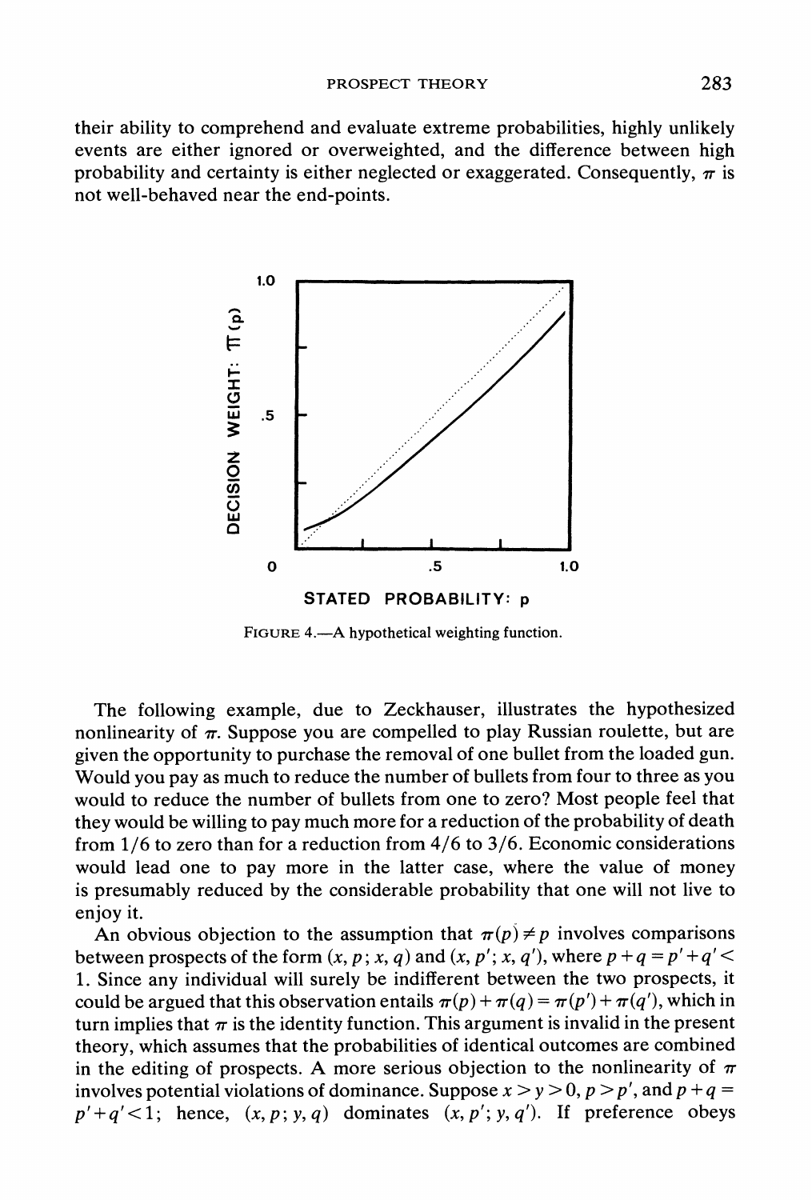their ability to comprehend and evaluate extreme probabilities, highly unlikely events are either ignored or overweighted, and the difference between high probability and certainty is either neglected or exaggerated. Consequently, $\pi$ is not well-behaved near the end-points.

FIGURE 4.—A hypothetical weighting function.

The following example, due to Zeckhauser, illustrates the hypothesized nonlinearity of $\pi$. Suppose you are compelled to play Russian roulette, but are given the opportunity to purchase the removal of one bullet from the loaded gun. Would you pay as much to reduce the number of bullets from four to three as you would to reduce the number of bullets from one to zero? Most people feel that they would be willing to pay much more for a reduction of the probability of death from 1/6 to zero than for a reduction from 4/6 to 3/6. Economic considerations would lead one to pay more in the latter case, where the value of money is presumably reduced by the considerable probability that one will not live to enjoy it.

An obvious objection to the assumption that $\pi(p) \neq p$ involves comparisons between prospects of the form $(x, p; x, q)$ and $(x, p'; x, q')$, where $p + q = p' + q' < 1$. Since any individual will surely be indifferent between the two prospects, it could be argued that this observation entails $\pi(p) + \pi(q) = \pi(p') + \pi(q')$, which in turn implies that $\pi$ is the identity function. This argument is invalid in the present theory, which assumes that the probabilities of identical outcomes are combined in the editing of prospects. A more serious objection to the nonlinearity of $\pi$ involves potential violations of dominance. Suppose $x > y > 0$, $p > p'$, and $p + q = p' + q' < 1$; hence, $(x, p; y, q)$ dominates $(x, p'; y, q')$. If preference obeys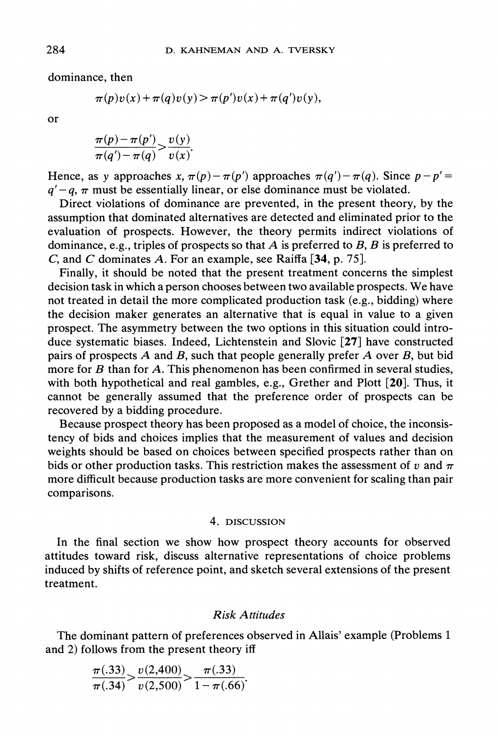dominance, then

$$\pi(p)v(x)+\pi(q)v(y)>\pi(p')v(x)+\pi(q')v(y),$$

or

$$\frac{\pi(p)-\pi(p')}{\pi(q')-\pi(q)}>\frac{v(y)}{v(x)}.$$

Hence, as $y$ approaches $x$, $\pi(p)-\pi(p')$ approaches $\pi(q')-\pi(q)$. Since $p-p'=q'-q$, $\pi$ must be essentially linear, or else dominance must be violated.

Direct violations of dominance are prevented, in the present theory, by the assumption that dominated alternatives are detected and eliminated prior to the evaluation of prospects. However, the theory permits indirect violations of dominance, e.g., triples of prospects so that $A$ is preferred to $B$, $B$ is preferred to $C$, and $C$ dominates $A$. For an example, see Raiffa [**34**, p. 75].

Finally, it should be noted that the present treatment concerns the simplest decision task in which a person chooses between two available prospects. We have not treated in detail the more complicated production task (e.g., bidding) where the decision maker generates an alternative that is equal in value to a given prospect. The asymmetry between the two options in this situation could introduce systematic biases. Indeed, Lichtenstein and Slovic [**27**] have constructed pairs of prospects $A$ and $B$, such that people generally prefer $A$ over $B$, but bid more for $B$ than for $A$. This phenomenon has been confirmed in several studies, with both hypothetical and real gambles, e.g., Grether and Plott [**20**]. Thus, it cannot be generally assumed that the preference order of prospects can be recovered by a bidding procedure.

Because prospect theory has been proposed as a model of choice, the inconsistency of bids and choices implies that the measurement of values and decision weights should be based on choices between specified prospects rather than on bids or other production tasks. This restriction makes the assessment of $v$ and $\pi$ more difficult because production tasks are more convenient for scaling than pair comparisons.

## 4. DISCUSSION

In the final section we show how prospect theory accounts for observed attitudes toward risk, discuss alternative representations of choice problems induced by shifts of reference point, and sketch several extensions of the present treatment.

### *Risk Attitudes*

The dominant pattern of preferences observed in Allais' example (Problems 1 and 2) follows from the present theory iff

$$\frac{\pi(.33)}{\pi(.34)}>\frac{v(2{,}400)}{v(2{,}500)}>\frac{\pi(.33)}{1-\pi(.66)}.$$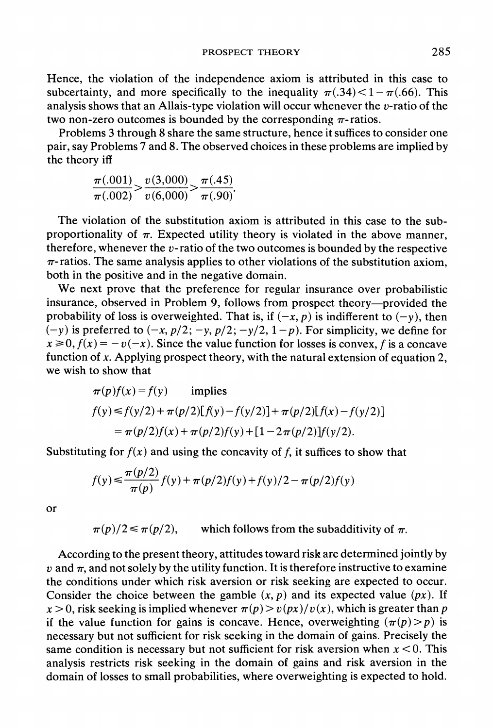Hence, the violation of the independence axiom is attributed in this case to subcertainty, and more specifically to the inequality $\pi(.34) < 1 - \pi(.66)$. This analysis shows that an Allais-type violation will occur whenever the $v$-ratio of the two non-zero outcomes is bounded by the corresponding $\pi$-ratios.

Problems 3 through 8 share the same structure, hence it suffices to consider one pair, say Problems 7 and 8. The observed choices in these problems are implied by the theory iff

$$\frac{\pi(.001)}{\pi(.002)} > \frac{v(3{,}000)}{v(6{,}000)} > \frac{\pi(.45)}{\pi(.90)}.$$

The violation of the substitution axiom is attributed in this case to the subproportionality of $\pi$. Expected utility theory is violated in the above manner, therefore, whenever the $v$-ratio of the two outcomes is bounded by the respective $\pi$-ratios. The same analysis applies to other violations of the substitution axiom, both in the positive and in the negative domain.

We next prove that the preference for regular insurance over probabilistic insurance, observed in Problem 9, follows from prospect theory—provided the probability of loss is overweighted. That is, if $(-x, p)$ is indifferent to $(-y)$, then $(-y)$ is preferred to $(-x, p/2; -y, p/2; -y/2, 1-p)$. For simplicity, we define for $x \geq 0$, $f(x) = -v(-x)$. Since the value function for losses is convex, $f$ is a concave function of $x$. Applying prospect theory, with the natural extension of equation 2, we wish to show that

$$\pi(p)f(x) = f(y) \qquad \text{implies}$$

$$f(y) \leq f(y/2) + \pi(p/2)[f(y) - f(y/2)] + \pi(p/2)[f(x) - f(y/2)]$$

$$= \pi(p/2)f(x) + \pi(p/2)f(y) + [1 - 2\pi(p/2)]f(y/2).$$

Substituting for $f(x)$ and using the concavity of $f$, it suffices to show that

$$f(y) \leq \frac{\pi(p/2)}{\pi(p)} f(y) + \pi(p/2)f(y) + f(y)/2 - \pi(p/2)f(y)$$

or

$$\pi(p)/2 \leq \pi(p/2), \qquad \text{which follows from the subadditivity of } \pi.$$

According to the present theory, attitudes toward risk are determined jointly by $v$ and $\pi$, and not solely by the utility function. It is therefore instructive to examine the conditions under which risk aversion or risk seeking are expected to occur. Consider the choice between the gamble $(x, p)$ and its expected value $(px)$. If $x > 0$, risk seeking is implied whenever $\pi(p) > v(px)/v(x)$, which is greater than $p$ if the value function for gains is concave. Hence, overweighting $(\pi(p) > p)$ is necessary but not sufficient for risk seeking in the domain of gains. Precisely the same condition is necessary but not sufficient for risk aversion when $x < 0$. This analysis restricts risk seeking in the domain of gains and risk aversion in the domain of losses to small probabilities, where overweighting is expected to hold.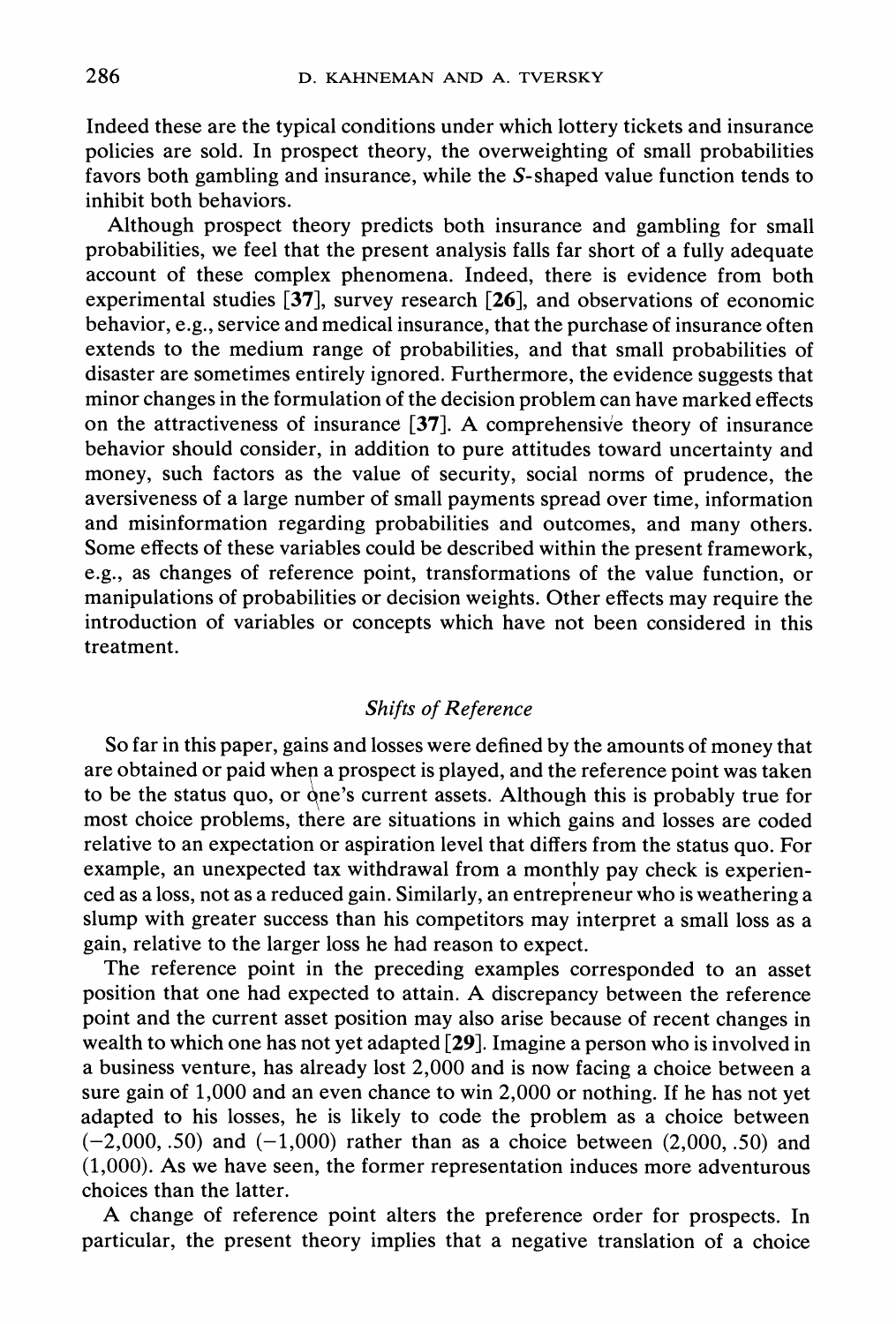Indeed these are the typical conditions under which lottery tickets and insurance policies are sold. In prospect theory, the overweighting of small probabilities favors both gambling and insurance, while the $S$-shaped value function tends to inhibit both behaviors.

Although prospect theory predicts both insurance and gambling for small probabilities, we feel that the present analysis falls far short of a fully adequate account of these complex phenomena. Indeed, there is evidence from both experimental studies [**37**], survey research [**26**], and observations of economic behavior, e.g., service and medical insurance, that the purchase of insurance often extends to the medium range of probabilities, and that small probabilities of disaster are sometimes entirely ignored. Furthermore, the evidence suggests that minor changes in the formulation of the decision problem can have marked effects on the attractiveness of insurance [**37**]. A comprehensive theory of insurance behavior should consider, in addition to pure attitudes toward uncertainty and money, such factors as the value of security, social norms of prudence, the aversiveness of a large number of small payments spread over time, information and misinformation regarding probabilities and outcomes, and many others. Some effects of these variables could be described within the present framework, e.g., as changes of reference point, transformations of the value function, or manipulations of probabilities or decision weights. Other effects may require the introduction of variables or concepts which have not been considered in this treatment.

### *Shifts of Reference*

So far in this paper, gains and losses were defined by the amounts of money that are obtained or paid when a prospect is played, and the reference point was taken to be the status quo, or one's current assets. Although this is probably true for most choice problems, there are situations in which gains and losses are coded relative to an expectation or aspiration level that differs from the status quo. For example, an unexpected tax withdrawal from a monthly pay check is experienced as a loss, not as a reduced gain. Similarly, an entrepreneur who is weathering a slump with greater success than his competitors may interpret a small loss as a gain, relative to the larger loss he had reason to expect.

The reference point in the preceding examples corresponded to an asset position that one had expected to attain. A discrepancy between the reference point and the current asset position may also arise because of recent changes in wealth to which one has not yet adapted [**29**]. Imagine a person who is involved in a business venture, has already lost 2,000 and is now facing a choice between a sure gain of 1,000 and an even chance to win 2,000 or nothing. If he has not yet adapted to his losses, he is likely to code the problem as a choice between $(-2{,}000, .50)$ and $(-1{,}000)$ rather than as a choice between $(2{,}000, .50)$ and $(1{,}000)$. As we have seen, the former representation induces more adventurous choices than the latter.

A change of reference point alters the preference order for prospects. In particular, the present theory implies that a negative translation of a choice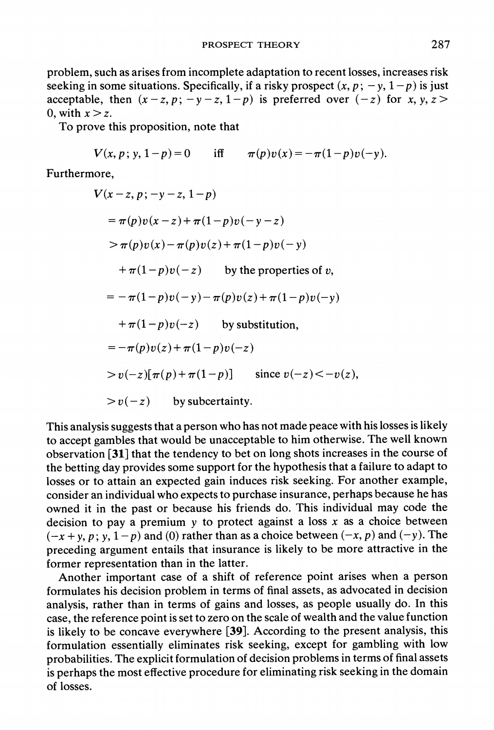problem, such as arises from incomplete adaptation to recent losses, increases risk seeking in some situations. Specifically, if a risky prospect $(x, p; -y, 1-p)$ is just acceptable, then $(x-z, p; -y-z, 1-p)$ is preferred over $(-z)$ for $x, y, z > 0$, with $x > z$.

To prove this proposition, note that

$$V(x, p; y, 1-p) = 0 \quad \text{iff} \quad \pi(p)v(x) = -\pi(1-p)v(-y).$$

Furthermore,

$$
\begin{aligned}
&V(x-z, p; -y-z, 1-p) \\
&= \pi(p)v(x-z) + \pi(1-p)v(-y-z) \\
&> \pi(p)v(x) - \pi(p)v(z) + \pi(1-p)v(-y) \\
&\quad + \pi(1-p)v(-z) \qquad \text{by the properties of } v, \\
&= -\pi(1-p)v(-y) - \pi(p)v(z) + \pi(1-p)v(-y) \\
&\quad + \pi(1-p)v(-z) \qquad \text{by substitution,} \\
&= -\pi(p)v(z) + \pi(1-p)v(-z) \\
&> v(-z)[\pi(p) + \pi(1-p)] \qquad \text{since } v(-z) < -v(z), \\
&> v(-z) \qquad \text{by subcertainty.}
\end{aligned}
$$

This analysis suggests that a person who has not made peace with his losses is likely to accept gambles that would be unacceptable to him otherwise. The well known observation [31] that the tendency to bet on long shots increases in the course of the betting day provides some support for the hypothesis that a failure to adapt to losses or to attain an expected gain induces risk seeking. For another example, consider an individual who expects to purchase insurance, perhaps because he has owned it in the past or because his friends do. This individual may code the decision to pay a premium $y$ to protect against a loss $x$ as a choice between $(-x+y, p; y, 1-p)$ and $(0)$ rather than as a choice between $(-x, p)$ and $(-y)$. The preceding argument entails that insurance is likely to be more attractive in the former representation than in the latter.

Another important case of a shift of reference point arises when a person formulates his decision problem in terms of final assets, as advocated in decision analysis, rather than in terms of gains and losses, as people usually do. In this case, the reference point is set to zero on the scale of wealth and the value function is likely to be concave everywhere [39]. According to the present analysis, this formulation essentially eliminates risk seeking, except for gambling with low probabilities. The explicit formulation of decision problems in terms of final assets is perhaps the most effective procedure for eliminating risk seeking in the domain of losses.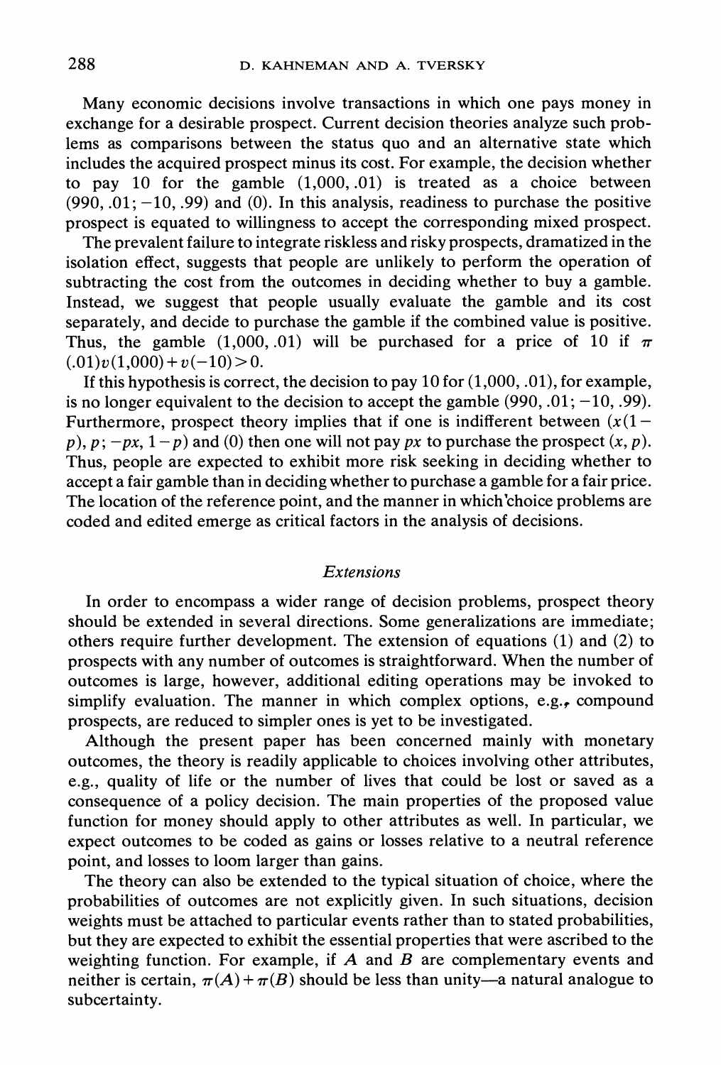Many economic decisions involve transactions in which one pays money in exchange for a desirable prospect. Current decision theories analyze such problems as comparisons between the status quo and an alternative state which includes the acquired prospect minus its cost. For example, the decision whether to pay 10 for the gamble $(1{,}000, .01)$ is treated as a choice between $(990, .01; -10, .99)$ and $(0)$. In this analysis, readiness to purchase the positive prospect is equated to willingness to accept the corresponding mixed prospect.

The prevalent failure to integrate riskless and risky prospects, dramatized in the isolation effect, suggests that people are unlikely to perform the operation of subtracting the cost from the outcomes in deciding whether to buy a gamble. Instead, we suggest that people usually evaluate the gamble and its cost separately, and decide to purchase the gamble if the combined value is positive. Thus, the gamble $(1{,}000, .01)$ will be purchased for a price of 10 if $\pi(.01)v(1{,}000)+v(-10)>0$.

If this hypothesis is correct, the decision to pay 10 for $(1{,}000, .01)$, for example, is no longer equivalent to the decision to accept the gamble $(990, .01; -10, .99)$. Furthermore, prospect theory implies that if one is indifferent between $(x(1-p), p; -px, 1-p)$ and $(0)$ then one will not pay $px$ to purchase the prospect $(x, p)$. Thus, people are expected to exhibit more risk seeking in deciding whether to accept a fair gamble than in deciding whether to purchase a gamble for a fair price. The location of the reference point, and the manner in which choice problems are coded and edited emerge as critical factors in the analysis of decisions.

## *Extensions*

In order to encompass a wider range of decision problems, prospect theory should be extended in several directions. Some generalizations are immediate; others require further development. The extension of equations (1) and (2) to prospects with any number of outcomes is straightforward. When the number of outcomes is large, however, additional editing operations may be invoked to simplify evaluation. The manner in which complex options, e.g., compound prospects, are reduced to simpler ones is yet to be investigated.

Although the present paper has been concerned mainly with monetary outcomes, the theory is readily applicable to choices involving other attributes, e.g., quality of life or the number of lives that could be lost or saved as a consequence of a policy decision. The main properties of the proposed value function for money should apply to other attributes as well. In particular, we expect outcomes to be coded as gains or losses relative to a neutral reference point, and losses to loom larger than gains.

The theory can also be extended to the typical situation of choice, where the probabilities of outcomes are not explicitly given. In such situations, decision weights must be attached to particular events rather than to stated probabilities, but they are expected to exhibit the essential properties that were ascribed to the weighting function. For example, if $A$ and $B$ are complementary events and neither is certain, $\pi(A)+\pi(B)$ should be less than unity—a natural analogue to subcertainty.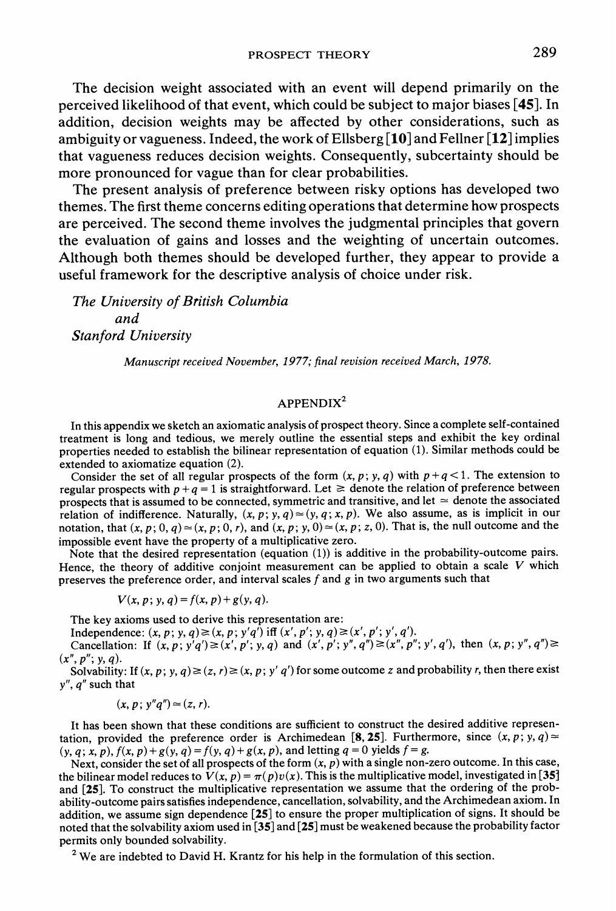The decision weight associated with an event will depend primarily on the perceived likelihood of that event, which could be subject to major biases [45]. In addition, decision weights may be affected by other considerations, such as ambiguity or vagueness. Indeed, the work of Ellsberg [10] and Fellner [12] implies that vagueness reduces decision weights. Consequently, subcertainty should be more pronounced for vague than for clear probabilities.

The present analysis of preference between risky options has developed two themes. The first theme concerns editing operations that determine how prospects are perceived. The second theme involves the judgmental principles that govern the evaluation of gains and losses and the weighting of uncertain outcomes. Although both themes should be developed further, they appear to provide a useful framework for the descriptive analysis of choice under risk.

*The University of British Columbia*
*and*
*Stanford University*

*Manuscript received November, 1977; final revision received March, 1978.*

## APPENDIX[2]

In this appendix we sketch an axiomatic analysis of prospect theory. Since a complete self-contained treatment is long and tedious, we merely outline the essential steps and exhibit the key ordinal properties needed to establish the bilinear representation of equation (1). Similar methods could be extended to axiomatize equation (2).

Consider the set of all regular prospects of the form $(x, p; y, q)$ with $p+q<1$. The extension to regular prospects with $p+q=1$ is straightforward. Let $\gtrsim$ denote the relation of preference between prospects that is assumed to be connected, symmetric and transitive, and let $\simeq$ denote the associated relation of indifference. Naturally, $(x, p; y, q) \simeq (y, q; x, p)$. We also assume, as is implicit in our notation, that $(x, p; 0, q) \simeq (x, p; 0, r)$, and $(x, p; y, 0) \simeq (x, p; z, 0)$. That is, the null outcome and the impossible event have the property of a multiplicative zero.

Note that the desired representation (equation (1)) is additive in the probability-outcome pairs. Hence, the theory of additive conjoint measurement can be applied to obtain a scale $V$ which preserves the preference order, and interval scales $f$ and $g$ in two arguments such that

$$V(x, p; y, q) = f(x, p) + g(y, q).$$

The key axioms used to derive this representation are:

Independence: $(x, p; y, q) \gtrsim (x, p; y'q')$ iff $(x', p'; y, q) \gtrsim (x', p'; y', q')$.

Cancellation: If $(x, p; y'q') \gtrsim (x', p'; y, q)$ and $(x', p'; y'', q'') \gtrsim (x'', p''; y', q')$, then $(x, p; y'', q'') \gtrsim (x'', p''; y, q)$.

Solvability: If $(x, p; y, q) \gtrsim (z, r) \gtrsim (x, p; y' q')$ for some outcome $z$ and probability $r$, then there exist $y''$, $q''$ such that

$$(x, p; y''q'') \simeq (z, r).$$

It has been shown that these conditions are sufficient to construct the desired additive representation, provided the preference order is Archimedean [8, 25]. Furthermore, since $(x, p; y, q) \simeq (y, q; x, p)$, $f(x, p) + g(y, q) = f(y, q) + g(x, p)$, and letting $q = 0$ yields $f = g$.

Next, consider the set of all prospects of the form $(x, p)$ with a single non-zero outcome. In this case, the bilinear model reduces to $V(x, p) = \pi(p)v(x)$. This is the multiplicative model, investigated in [35] and [25]. To construct the multiplicative representation we assume that the ordering of the probability-outcome pairs satisfies independence, cancellation, solvability, and the Archimedean axiom. In addition, we assume sign dependence [25] to ensure the proper multiplication of signs. It should be noted that the solvability axiom used in [35] and [25] must be weakened because the probability factor permits only bounded solvability.

[2] We are indebted to David H. Krantz for his help in the formulation of this section.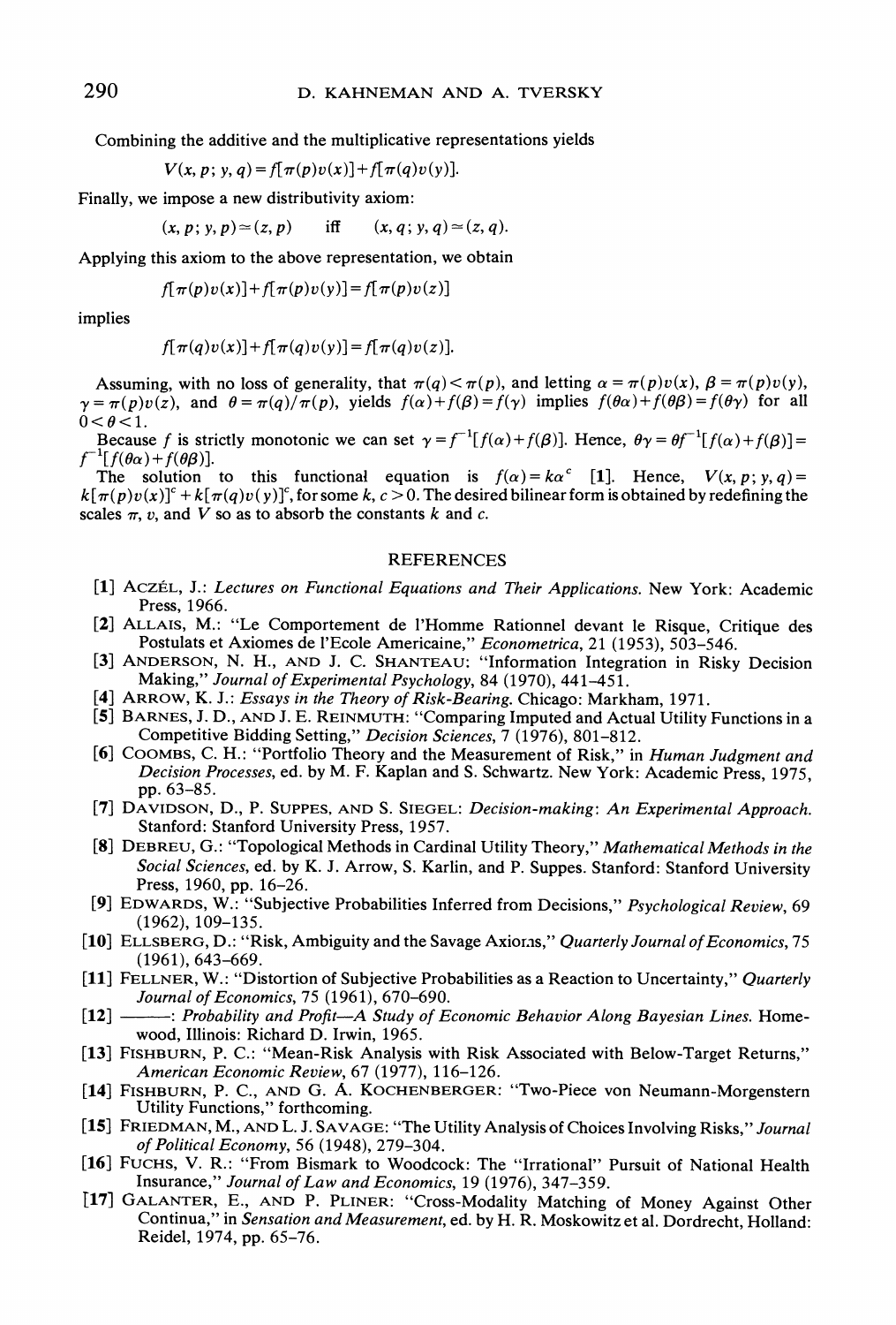Combining the additive and the multiplicative representations yields

$$V(x, p; y, q) = f[\pi(p)v(x)] + f[\pi(q)v(y)].$$

Finally, we impose a new distributivity axiom:

$$(x, p; y, p) \simeq (z, p) \quad \text{iff} \quad (x, q; y, q) \simeq (z, q).$$

Applying this axiom to the above representation, we obtain

$$f[\pi(p)v(x)] + f[\pi(p)v(y)] = f[\pi(p)v(z)]$$

implies

$$f[\pi(q)v(x)] + f[\pi(q)v(y)] = f[\pi(q)v(z)].$$

Assuming, with no loss of generality, that $\pi(q) < \pi(p)$, and letting $\alpha = \pi(p)v(x)$, $\beta = \pi(p)v(y)$, $\gamma = \pi(p)v(z)$, and $\theta = \pi(q)/\pi(p)$, yields $f(\alpha) + f(\beta) = f(\gamma)$ implies $f(\theta\alpha) + f(\theta\beta) = f(\theta\gamma)$ for all $0 < \theta < 1$.

Because $f$ is strictly monotonic we can set $\gamma = f^{-1}[f(\alpha) + f(\beta)]$. Hence, $\theta\gamma = \theta f^{-1}[f(\alpha) + f(\beta)] = f^{-1}[f(\theta\alpha) + f(\theta\beta)]$.

The solution to this functional equation is $f(\alpha) = k\alpha^c$ [1]. Hence, $V(x, p; y, q) = k[\pi(p)v(x)]^c + k[\pi(q)v(y)]^c$, for some $k, c > 0$. The desired bilinear form is obtained by redefining the scales $\pi$, $v$, and $V$ so as to absorb the constants $k$ and $c$.

## REFERENCES

[1] Aczél, J.: *Lectures on Functional Equations and Their Applications.* New York: Academic Press, 1966.

[2] Allais, M.: "Le Comportement de l'Homme Rationnel devant le Risque, Critique des Postulats et Axiomes de l'Ecole Americaine," *Econometrica*, 21 (1953), 503–546.

[3] Anderson, N. H., and J. C. Shanteau: "Information Integration in Risky Decision Making," *Journal of Experimental Psychology*, 84 (1970), 441–451.

[4] Arrow, K. J.: *Essays in the Theory of Risk-Bearing.* Chicago: Markham, 1971.

[5] Barnes, J. D., and J. E. Reinmuth: "Comparing Imputed and Actual Utility Functions in a Competitive Bidding Setting," *Decision Sciences*, 7 (1976), 801–812.

[6] Coombs, C. H.: "Portfolio Theory and the Measurement of Risk," in *Human Judgment and Decision Processes*, ed. by M. F. Kaplan and S. Schwartz. New York: Academic Press, 1975, pp. 63–85.

[7] Davidson, D., P. Suppes, and S. Siegel: *Decision-making: An Experimental Approach.* Stanford: Stanford University Press, 1957.

[8] Debreu, G.: "Topological Methods in Cardinal Utility Theory," *Mathematical Methods in the Social Sciences*, ed. by K. J. Arrow, S. Karlin, and P. Suppes. Stanford: Stanford University Press, 1960, pp. 16–26.

[9] Edwards, W.: "Subjective Probabilities Inferred from Decisions," *Psychological Review*, 69 (1962), 109–135.

[10] Ellsberg, D.: "Risk, Ambiguity and the Savage Axioms," *Quarterly Journal of Economics*, 75 (1961), 643–669.

[11] Fellner, W.: "Distortion of Subjective Probabilities as a Reaction to Uncertainty," *Quarterly Journal of Economics*, 75 (1961), 670–690.

[12] ———: *Probability and Profit—A Study of Economic Behavior Along Bayesian Lines.* Homewood, Illinois: Richard D. Irwin, 1965.

[13] Fishburn, P. C.: "Mean-Risk Analysis with Risk Associated with Below-Target Returns," *American Economic Review*, 67 (1977), 116–126.

[14] Fishburn, P. C., and G. A. Kochenberger: "Two-Piece von Neumann-Morgenstern Utility Functions," forthcoming.

[15] Friedman, M., and L. J. Savage: "The Utility Analysis of Choices Involving Risks," *Journal of Political Economy*, 56 (1948), 279–304.

[16] Fuchs, V. R.: "From Bismark to Woodcock: The "Irrational" Pursuit of National Health Insurance," *Journal of Law and Economics*, 19 (1976), 347–359.

[17] Galanter, E., and P. Pliner: "Cross-Modality Matching of Money Against Other Continua," in *Sensation and Measurement*, ed. by H. R. Moskowitz et al. Dordrecht, Holland: Reidel, 1974, pp. 65–76.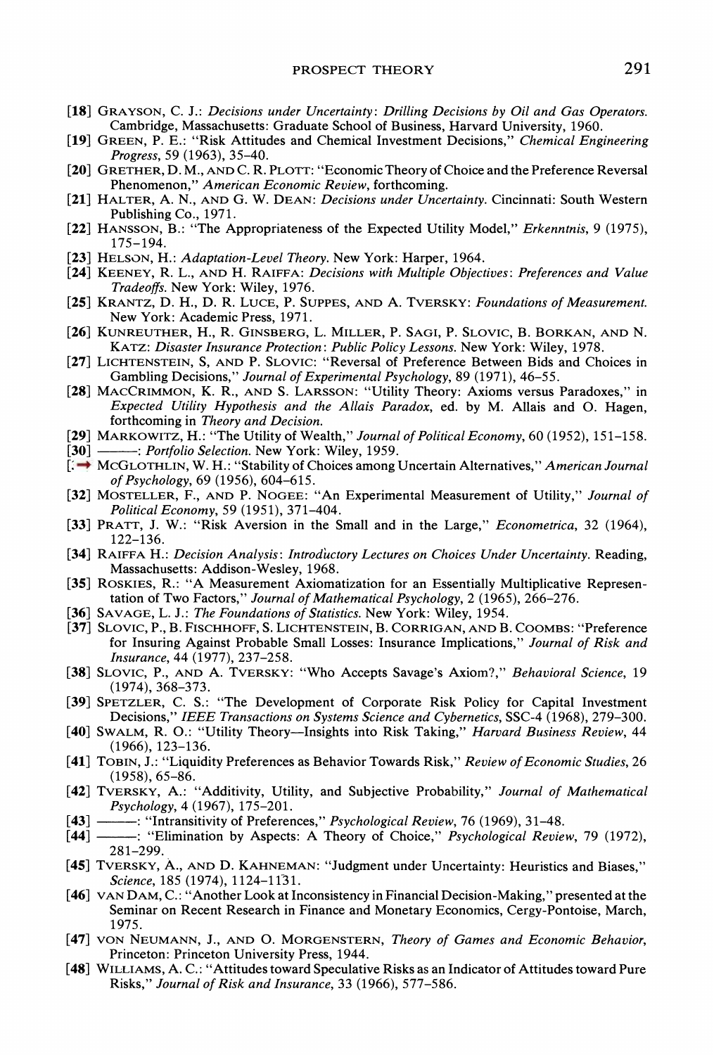[18] GRAYSON, C. J.: *Decisions under Uncertainty: Drilling Decisions by Oil and Gas Operators.* Cambridge, Massachusetts: Graduate School of Business, Harvard University, 1960.

[19] GREEN, P. E.: "Risk Attitudes and Chemical Investment Decisions," *Chemical Engineering Progress*, 59 (1963), 35–40.

[20] GRETHER, D. M., AND C. R. PLOTT: "Economic Theory of Choice and the Preference Reversal Phenomenon," *American Economic Review*, forthcoming.

[21] HALTER, A. N., AND G. W. DEAN: *Decisions under Uncertainty.* Cincinnati: South Western Publishing Co., 1971.

[22] HANSSON, B.: "The Appropriateness of the Expected Utility Model," *Erkenntnis*, 9 (1975), 175–194.

[23] HELSON, H.: *Adaptation-Level Theory.* New York: Harper, 1964.

[24] KEENEY, R. L., AND H. RAIFFA: *Decisions with Multiple Objectives: Preferences and Value Tradeoffs.* New York: Wiley, 1976.

[25] KRANTZ, D. H., D. R. LUCE, P. SUPPES, AND A. TVERSKY: *Foundations of Measurement.* New York: Academic Press, 1971.

[26] KUNREUTHER, H., R. GINSBERG, L. MILLER, P. SAGI, P. SLOVIC, B. BORKAN, AND N. KATZ: *Disaster Insurance Protection: Public Policy Lessons.* New York: Wiley, 1978.

[27] LICHTENSTEIN, S, AND P. SLOVIC: "Reversal of Preference Between Bids and Choices in Gambling Decisions," *Journal of Experimental Psychology*, 89 (1971), 46–55.

[28] MACCRIMMON, K. R., AND S. LARSSON: "Utility Theory: Axioms versus Paradoxes," in *Expected Utility Hypothesis and the Allais Paradox*, ed. by M. Allais and O. Hagen, forthcoming in *Theory and Decision.*

[29] MARKOWITZ, H.: "The Utility of Wealth," *Journal of Political Economy*, 60 (1952), 151–158.

[30] ———: *Portfolio Selection.* New York: Wiley, 1959.

[31] MCGLOTHLIN, W. H.: "Stability of Choices among Uncertain Alternatives," *American Journal of Psychology*, 69 (1956), 604–615.

[32] MOSTELLER, F., AND P. NOGEE: "An Experimental Measurement of Utility," *Journal of Political Economy*, 59 (1951), 371–404.

[33] PRATT, J. W.: "Risk Aversion in the Small and in the Large," *Econometrica*, 32 (1964), 122–136.

[34] RAIFFA H.: *Decision Analysis: Introductory Lectures on Choices Under Uncertainty.* Reading, Massachusetts: Addison-Wesley, 1968.

[35] ROSKIES, R.: "A Measurement Axiomatization for an Essentially Multiplicative Representation of Two Factors," *Journal of Mathematical Psychology*, 2 (1965), 266–276.

[36] SAVAGE, L. J.: *The Foundations of Statistics.* New York: Wiley, 1954.

[37] SLOVIC, P., B. FISCHHOFF, S. LICHTENSTEIN, B. CORRIGAN, AND B. COOMBS: "Preference for Insuring Against Probable Small Losses: Insurance Implications," *Journal of Risk and Insurance*, 44 (1977), 237–258.

[38] SLOVIC, P., AND A. TVERSKY: "Who Accepts Savage's Axiom?," *Behavioral Science*, 19 (1974), 368–373.

[39] SPETZLER, C. S.: "The Development of Corporate Risk Policy for Capital Investment Decisions," *IEEE Transactions on Systems Science and Cybernetics*, SSC-4 (1968), 279–300.

[40] SWALM, R. O.: "Utility Theory—Insights into Risk Taking," *Harvard Business Review*, 44 (1966), 123–136.

[41] TOBIN, J.: "Liquidity Preferences as Behavior Towards Risk," *Review of Economic Studies*, 26 (1958), 65–86.

[42] TVERSKY, A.: "Additivity, Utility, and Subjective Probability," *Journal of Mathematical Psychology*, 4 (1967), 175–201.

[43] ———: "Intransitivity of Preferences," *Psychological Review*, 76 (1969), 31–48.

[44] ———: "Elimination by Aspects: A Theory of Choice," *Psychological Review*, 79 (1972), 281–299.

[45] TVERSKY, A., AND D. KAHNEMAN: "Judgment under Uncertainty: Heuristics and Biases," *Science*, 185 (1974), 1124–1131.

[46] VAN DAM, C.: "Another Look at Inconsistency in Financial Decision-Making," presented at the Seminar on Recent Research in Finance and Monetary Economics, Cergy-Pontoise, March, 1975.

[47] VON NEUMANN, J., AND O. MORGENSTERN, *Theory of Games and Economic Behavior*, Princeton: Princeton University Press, 1944.

[48] WILLIAMS, A. C.: "Attitudes toward Speculative Risks as an Indicator of Attitudes toward Pure Risks," *Journal of Risk and Insurance*, 33 (1966), 577–586.